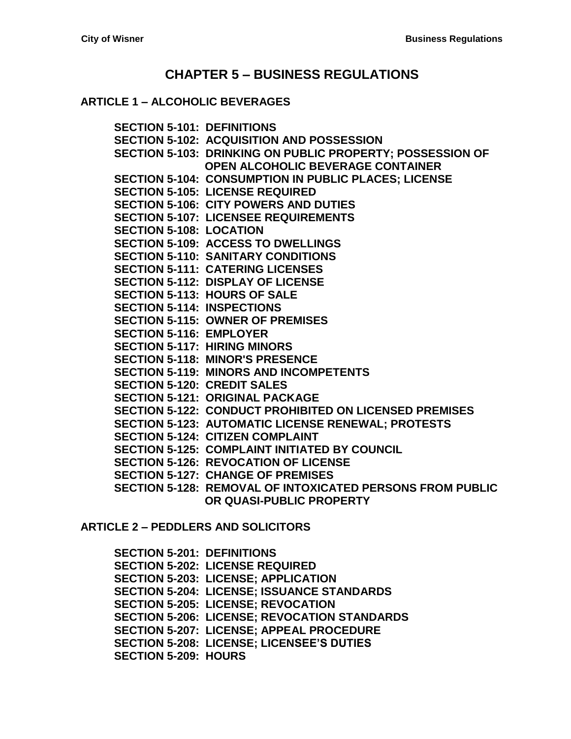# CHAPTER 5 – BUSINESS REGULATIONS

## ARTICLE 1 – ALCOHOLIC BEVERAGES

**SECTION 5-101: DEFINITIONS**
**SECTION 5-102: ACQUISITION AND POSSESSION**
**SECTION 5-103: DRINKING ON PUBLIC PROPERTY; POSSESSION OF OPEN ALCOHOLIC BEVERAGE CONTAINER**
**SECTION 5-104: CONSUMPTION IN PUBLIC PLACES; LICENSE**
**SECTION 5-105: LICENSE REQUIRED**
**SECTION 5-106: CITY POWERS AND DUTIES**
**SECTION 5-107: LICENSEE REQUIREMENTS**
**SECTION 5-108: LOCATION**
**SECTION 5-109: ACCESS TO DWELLINGS**
**SECTION 5-110: SANITARY CONDITIONS**
**SECTION 5-111: CATERING LICENSES**
**SECTION 5-112: DISPLAY OF LICENSE**
**SECTION 5-113: HOURS OF SALE**
**SECTION 5-114: INSPECTIONS**
**SECTION 5-115: OWNER OF PREMISES**
**SECTION 5-116: EMPLOYER**
**SECTION 5-117: HIRING MINORS**
**SECTION 5-118: MINOR'S PRESENCE**
**SECTION 5-119: MINORS AND INCOMPETENTS**
**SECTION 5-120: CREDIT SALES**
**SECTION 5-121: ORIGINAL PACKAGE**
**SECTION 5-122: CONDUCT PROHIBITED ON LICENSED PREMISES**
**SECTION 5-123: AUTOMATIC LICENSE RENEWAL; PROTESTS**
**SECTION 5-124: CITIZEN COMPLAINT**
**SECTION 5-125: COMPLAINT INITIATED BY COUNCIL**
**SECTION 5-126: REVOCATION OF LICENSE**
**SECTION 5-127: CHANGE OF PREMISES**
**SECTION 5-128: REMOVAL OF INTOXICATED PERSONS FROM PUBLIC OR QUASI-PUBLIC PROPERTY**

## ARTICLE 2 – PEDDLERS AND SOLICITORS

**SECTION 5-201: DEFINITIONS**
**SECTION 5-202: LICENSE REQUIRED**
**SECTION 5-203: LICENSE; APPLICATION**
**SECTION 5-204: LICENSE; ISSUANCE STANDARDS**
**SECTION 5-205: LICENSE; REVOCATION**
**SECTION 5-206: LICENSE; REVOCATION STANDARDS**
**SECTION 5-207: LICENSE; APPEAL PROCEDURE**
**SECTION 5-208: LICENSE; LICENSEE'S DUTIES**
**SECTION 5-209: HOURS**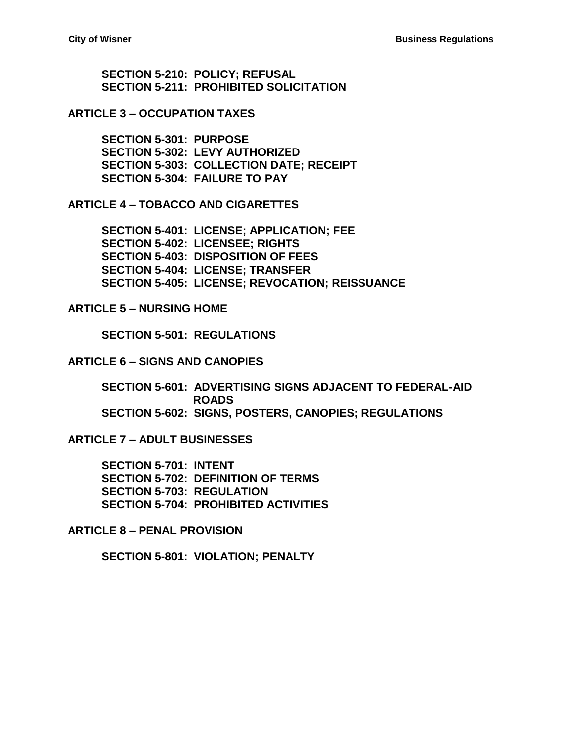**SECTION 5-210: POLICY; REFUSAL**
**SECTION 5-211: PROHIBITED SOLICITATION**

## ARTICLE 3 – OCCUPATION TAXES

**SECTION 5-301: PURPOSE**
**SECTION 5-302: LEVY AUTHORIZED**
**SECTION 5-303: COLLECTION DATE; RECEIPT**
**SECTION 5-304: FAILURE TO PAY**

## ARTICLE 4 – TOBACCO AND CIGARETTES

**SECTION 5-401: LICENSE; APPLICATION; FEE**
**SECTION 5-402: LICENSEE; RIGHTS**
**SECTION 5-403: DISPOSITION OF FEES**
**SECTION 5-404: LICENSE; TRANSFER**
**SECTION 5-405: LICENSE; REVOCATION; REISSUANCE**

## ARTICLE 5 – NURSING HOME

**SECTION 5-501: REGULATIONS**

## ARTICLE 6 – SIGNS AND CANOPIES

**SECTION 5-601: ADVERTISING SIGNS ADJACENT TO FEDERAL-AID ROADS**
**SECTION 5-602: SIGNS, POSTERS, CANOPIES; REGULATIONS**

## ARTICLE 7 – ADULT BUSINESSES

**SECTION 5-701: INTENT**
**SECTION 5-702: DEFINITION OF TERMS**
**SECTION 5-703: REGULATION**
**SECTION 5-704: PROHIBITED ACTIVITIES**

## ARTICLE 8 – PENAL PROVISION

**SECTION 5-801: VIOLATION; PENALTY**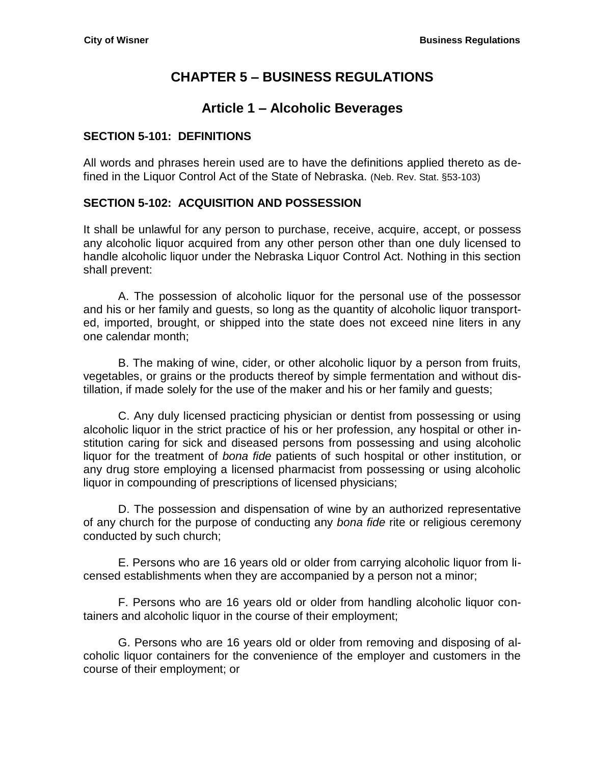# CHAPTER 5 – BUSINESS REGULATIONS

## Article 1 – Alcoholic Beverages

### SECTION 5-101: DEFINITIONS

All words and phrases herein used are to have the definitions applied thereto as defined in the Liquor Control Act of the State of Nebraska. (Neb. Rev. Stat. §53-103)

### SECTION 5-102: ACQUISITION AND POSSESSION

It shall be unlawful for any person to purchase, receive, acquire, accept, or possess any alcoholic liquor acquired from any other person other than one duly licensed to handle alcoholic liquor under the Nebraska Liquor Control Act. Nothing in this section shall prevent:

A. The possession of alcoholic liquor for the personal use of the possessor and his or her family and guests, so long as the quantity of alcoholic liquor transported, imported, brought, or shipped into the state does not exceed nine liters in any one calendar month;

B. The making of wine, cider, or other alcoholic liquor by a person from fruits, vegetables, or grains or the products thereof by simple fermentation and without distillation, if made solely for the use of the maker and his or her family and guests;

C. Any duly licensed practicing physician or dentist from possessing or using alcoholic liquor in the strict practice of his or her profession, any hospital or other institution caring for sick and diseased persons from possessing and using alcoholic liquor for the treatment of *bona fide* patients of such hospital or other institution, or any drug store employing a licensed pharmacist from possessing or using alcoholic liquor in compounding of prescriptions of licensed physicians;

D. The possession and dispensation of wine by an authorized representative of any church for the purpose of conducting any *bona fide* rite or religious ceremony conducted by such church;

E. Persons who are 16 years old or older from carrying alcoholic liquor from licensed establishments when they are accompanied by a person not a minor;

F. Persons who are 16 years old or older from handling alcoholic liquor containers and alcoholic liquor in the course of their employment;

G. Persons who are 16 years old or older from removing and disposing of alcoholic liquor containers for the convenience of the employer and customers in the course of their employment; or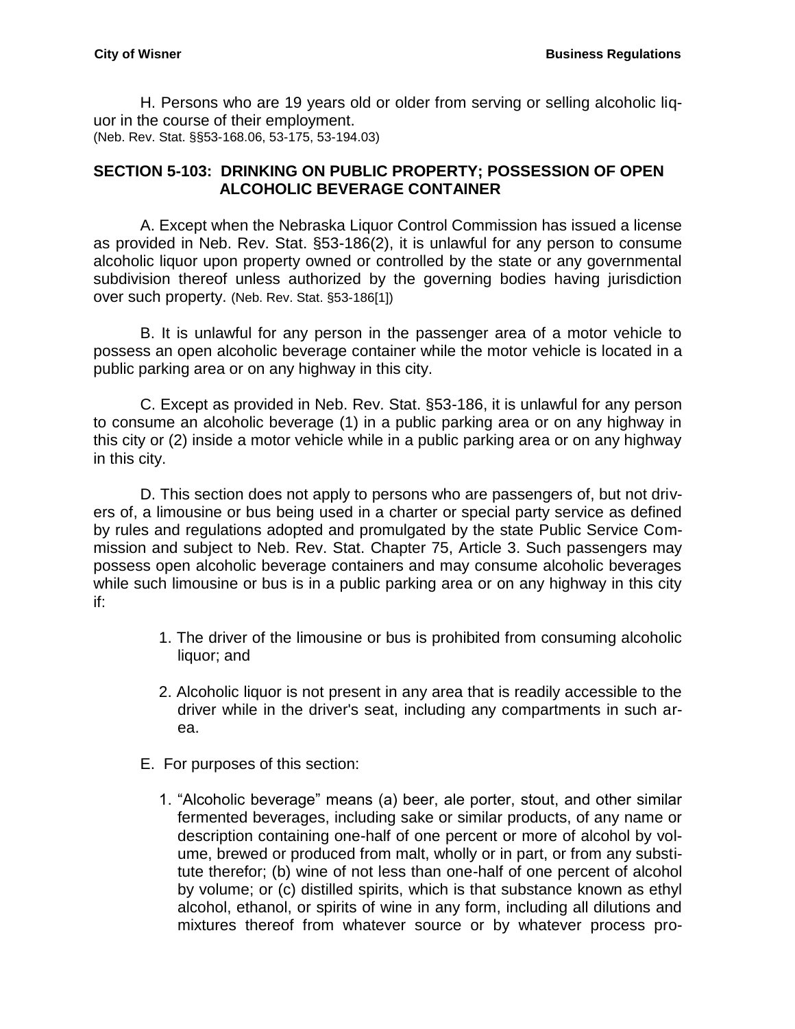H. Persons who are 19 years old or older from serving or selling alcoholic liquor in the course of their employment.
(Neb. Rev. Stat. §§53-168.06, 53-175, 53-194.03)

## SECTION 5-103: DRINKING ON PUBLIC PROPERTY; POSSESSION OF OPEN ALCOHOLIC BEVERAGE CONTAINER

A. Except when the Nebraska Liquor Control Commission has issued a license as provided in Neb. Rev. Stat. §53-186(2), it is unlawful for any person to consume alcoholic liquor upon property owned or controlled by the state or any governmental subdivision thereof unless authorized by the governing bodies having jurisdiction over such property. (Neb. Rev. Stat. §53-186[1])

B. It is unlawful for any person in the passenger area of a motor vehicle to possess an open alcoholic beverage container while the motor vehicle is located in a public parking area or on any highway in this city.

C. Except as provided in Neb. Rev. Stat. §53-186, it is unlawful for any person to consume an alcoholic beverage (1) in a public parking area or on any highway in this city or (2) inside a motor vehicle while in a public parking area or on any highway in this city.

D. This section does not apply to persons who are passengers of, but not drivers of, a limousine or bus being used in a charter or special party service as defined by rules and regulations adopted and promulgated by the state Public Service Commission and subject to Neb. Rev. Stat. Chapter 75, Article 3. Such passengers may possess open alcoholic beverage containers and may consume alcoholic beverages while such limousine or bus is in a public parking area or on any highway in this city if:

1. The driver of the limousine or bus is prohibited from consuming alcoholic liquor; and
2. Alcoholic liquor is not present in any area that is readily accessible to the driver while in the driver's seat, including any compartments in such area.

E. For purposes of this section:

1. "Alcoholic beverage" means (a) beer, ale porter, stout, and other similar fermented beverages, including sake or similar products, of any name or description containing one-half of one percent or more of alcohol by volume, brewed or produced from malt, wholly or in part, or from any substitute therefor; (b) wine of not less than one-half of one percent of alcohol by volume; or (c) distilled spirits, which is that substance known as ethyl alcohol, ethanol, or spirits of wine in any form, including all dilutions and mixtures thereof from whatever source or by whatever process pro-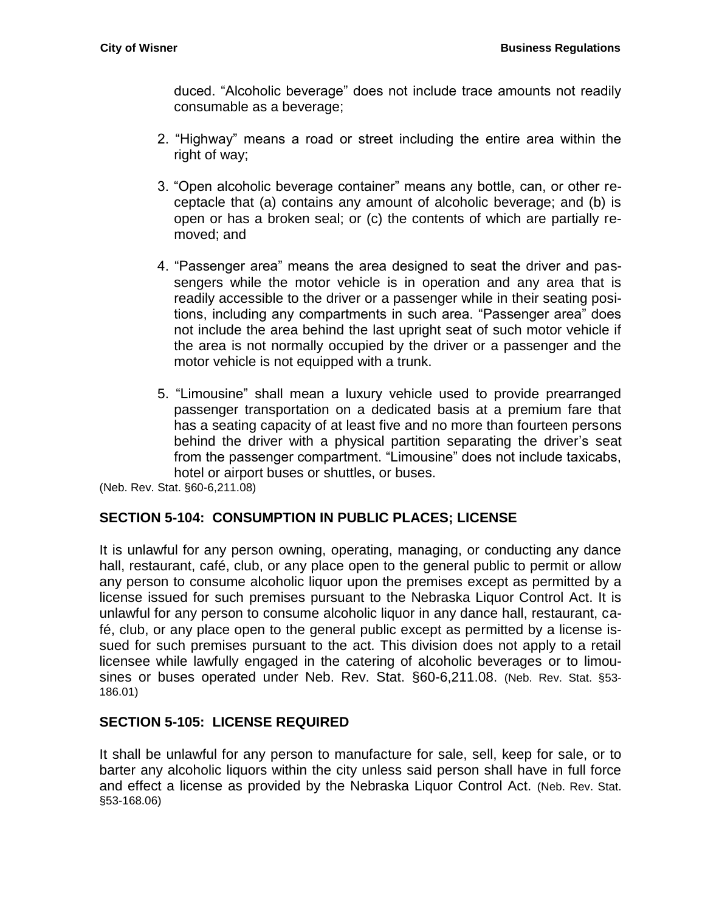duced. "Alcoholic beverage" does not include trace amounts not readily consumable as a beverage;

2. "Highway" means a road or street including the entire area within the right of way;

3. "Open alcoholic beverage container" means any bottle, can, or other receptacle that (a) contains any amount of alcoholic beverage; and (b) is open or has a broken seal; or (c) the contents of which are partially removed; and

4. "Passenger area" means the area designed to seat the driver and passengers while the motor vehicle is in operation and any area that is readily accessible to the driver or a passenger while in their seating positions, including any compartments in such area. "Passenger area" does not include the area behind the last upright seat of such motor vehicle if the area is not normally occupied by the driver or a passenger and the motor vehicle is not equipped with a trunk.

5. "Limousine" shall mean a luxury vehicle used to provide prearranged passenger transportation on a dedicated basis at a premium fare that has a seating capacity of at least five and no more than fourteen persons behind the driver with a physical partition separating the driver's seat from the passenger compartment. "Limousine" does not include taxicabs, hotel or airport buses or shuttles, or buses.

(Neb. Rev. Stat. §60-6,211.08)

## SECTION 5-104: CONSUMPTION IN PUBLIC PLACES; LICENSE

It is unlawful for any person owning, operating, managing, or conducting any dance hall, restaurant, café, club, or any place open to the general public to permit or allow any person to consume alcoholic liquor upon the premises except as permitted by a license issued for such premises pursuant to the Nebraska Liquor Control Act. It is unlawful for any person to consume alcoholic liquor in any dance hall, restaurant, café, club, or any place open to the general public except as permitted by a license issued for such premises pursuant to the act. This division does not apply to a retail licensee while lawfully engaged in the catering of alcoholic beverages or to limousines or buses operated under Neb. Rev. Stat. §60-6,211.08. (Neb. Rev. Stat. §53-186.01)

## SECTION 5-105: LICENSE REQUIRED

It shall be unlawful for any person to manufacture for sale, sell, keep for sale, or to barter any alcoholic liquors within the city unless said person shall have in full force and effect a license as provided by the Nebraska Liquor Control Act. (Neb. Rev. Stat. §53-168.06)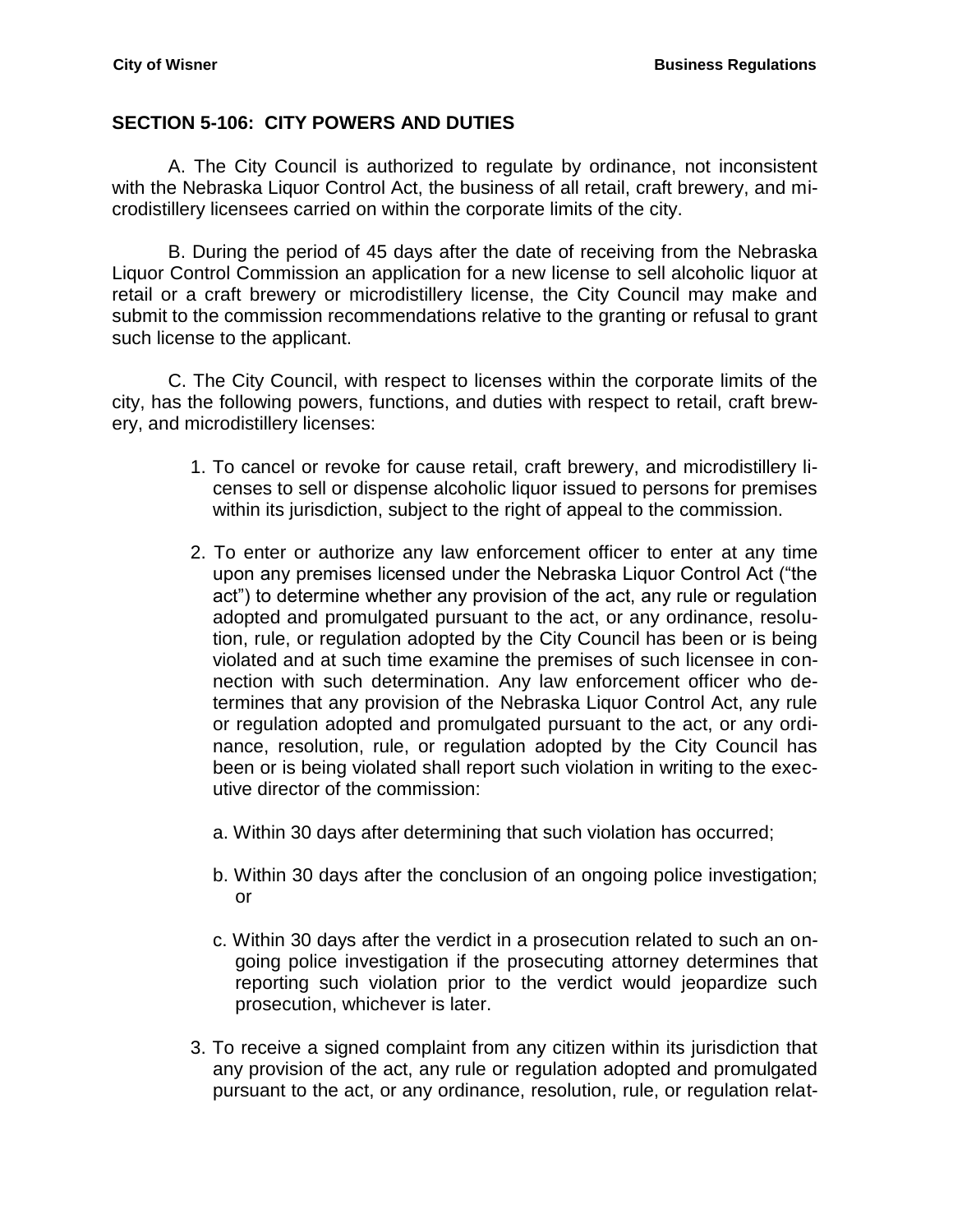## SECTION 5-106: CITY POWERS AND DUTIES

A. The City Council is authorized to regulate by ordinance, not inconsistent with the Nebraska Liquor Control Act, the business of all retail, craft brewery, and microdistillery licensees carried on within the corporate limits of the city.

B. During the period of 45 days after the date of receiving from the Nebraska Liquor Control Commission an application for a new license to sell alcoholic liquor at retail or a craft brewery or microdistillery license, the City Council may make and submit to the commission recommendations relative to the granting or refusal to grant such license to the applicant.

C. The City Council, with respect to licenses within the corporate limits of the city, has the following powers, functions, and duties with respect to retail, craft brewery, and microdistillery licenses:

1. To cancel or revoke for cause retail, craft brewery, and microdistillery licenses to sell or dispense alcoholic liquor issued to persons for premises within its jurisdiction, subject to the right of appeal to the commission.

2. To enter or authorize any law enforcement officer to enter at any time upon any premises licensed under the Nebraska Liquor Control Act ("the act") to determine whether any provision of the act, any rule or regulation adopted and promulgated pursuant to the act, or any ordinance, resolution, rule, or regulation adopted by the City Council has been or is being violated and at such time examine the premises of such licensee in connection with such determination. Any law enforcement officer who determines that any provision of the Nebraska Liquor Control Act, any rule or regulation adopted and promulgated pursuant to the act, or any ordinance, resolution, rule, or regulation adopted by the City Council has been or is being violated shall report such violation in writing to the executive director of the commission:

   a. Within 30 days after determining that such violation has occurred;

   b. Within 30 days after the conclusion of an ongoing police investigation; or

   c. Within 30 days after the verdict in a prosecution related to such an ongoing police investigation if the prosecuting attorney determines that reporting such violation prior to the verdict would jeopardize such prosecution, whichever is later.

3. To receive a signed complaint from any citizen within its jurisdiction that any provision of the act, any rule or regulation adopted and promulgated pursuant to the act, or any ordinance, resolution, rule, or regulation relat-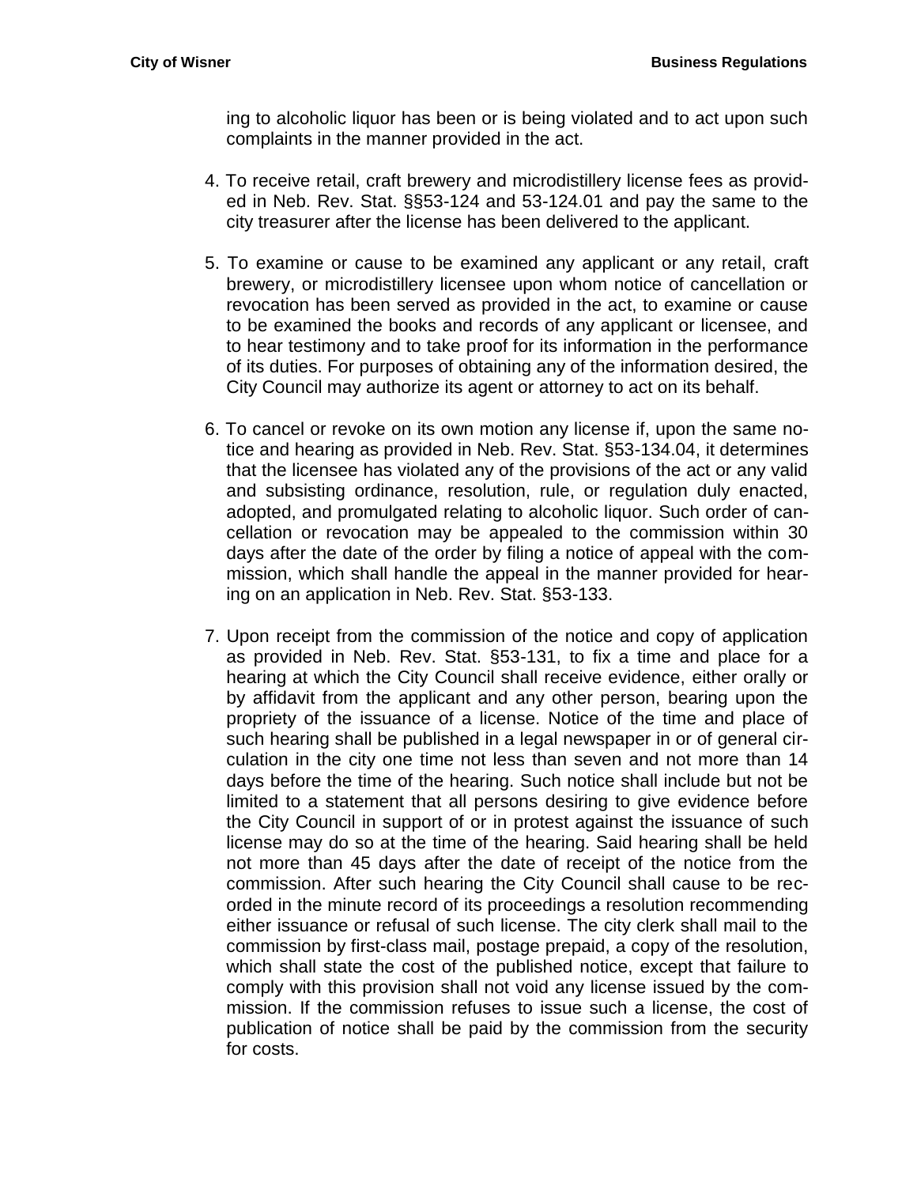ing to alcoholic liquor has been or is being violated and to act upon such complaints in the manner provided in the act.

4. To receive retail, craft brewery and microdistillery license fees as provided in Neb. Rev. Stat. §§53-124 and 53-124.01 and pay the same to the city treasurer after the license has been delivered to the applicant.

5. To examine or cause to be examined any applicant or any retail, craft brewery, or microdistillery licensee upon whom notice of cancellation or revocation has been served as provided in the act, to examine or cause to be examined the books and records of any applicant or licensee, and to hear testimony and to take proof for its information in the performance of its duties. For purposes of obtaining any of the information desired, the City Council may authorize its agent or attorney to act on its behalf.

6. To cancel or revoke on its own motion any license if, upon the same notice and hearing as provided in Neb. Rev. Stat. §53-134.04, it determines that the licensee has violated any of the provisions of the act or any valid and subsisting ordinance, resolution, rule, or regulation duly enacted, adopted, and promulgated relating to alcoholic liquor. Such order of cancellation or revocation may be appealed to the commission within 30 days after the date of the order by filing a notice of appeal with the commission, which shall handle the appeal in the manner provided for hearing on an application in Neb. Rev. Stat. §53-133.

7. Upon receipt from the commission of the notice and copy of application as provided in Neb. Rev. Stat. §53-131, to fix a time and place for a hearing at which the City Council shall receive evidence, either orally or by affidavit from the applicant and any other person, bearing upon the propriety of the issuance of a license. Notice of the time and place of such hearing shall be published in a legal newspaper in or of general circulation in the city one time not less than seven and not more than 14 days before the time of the hearing. Such notice shall include but not be limited to a statement that all persons desiring to give evidence before the City Council in support of or in protest against the issuance of such license may do so at the time of the hearing. Said hearing shall be held not more than 45 days after the date of receipt of the notice from the commission. After such hearing the City Council shall cause to be recorded in the minute record of its proceedings a resolution recommending either issuance or refusal of such license. The city clerk shall mail to the commission by first-class mail, postage prepaid, a copy of the resolution, which shall state the cost of the published notice, except that failure to comply with this provision shall not void any license issued by the commission. If the commission refuses to issue such a license, the cost of publication of notice shall be paid by the commission from the security for costs.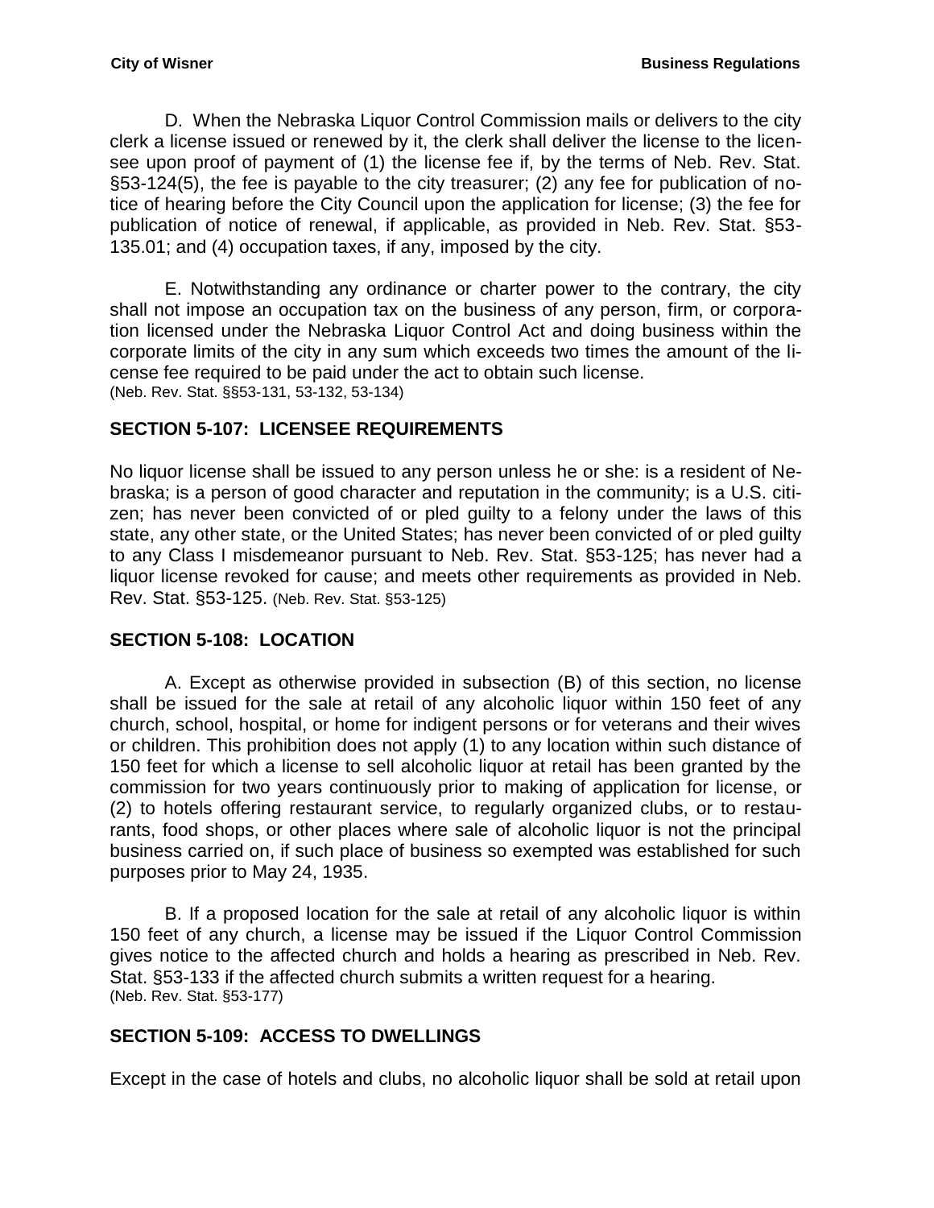D. When the Nebraska Liquor Control Commission mails or delivers to the city clerk a license issued or renewed by it, the clerk shall deliver the license to the licensee upon proof of payment of (1) the license fee if, by the terms of Neb. Rev. Stat. §53-124(5), the fee is payable to the city treasurer; (2) any fee for publication of notice of hearing before the City Council upon the application for license; (3) the fee for publication of notice of renewal, if applicable, as provided in Neb. Rev. Stat. §53-135.01; and (4) occupation taxes, if any, imposed by the city.

E. Notwithstanding any ordinance or charter power to the contrary, the city shall not impose an occupation tax on the business of any person, firm, or corporation licensed under the Nebraska Liquor Control Act and doing business within the corporate limits of the city in any sum which exceeds two times the amount of the license fee required to be paid under the act to obtain such license.
(Neb. Rev. Stat. §§53-131, 53-132, 53-134)

## SECTION 5-107: LICENSEE REQUIREMENTS

No liquor license shall be issued to any person unless he or she: is a resident of Nebraska; is a person of good character and reputation in the community; is a U.S. citizen; has never been convicted of or pled guilty to a felony under the laws of this state, any other state, or the United States; has never been convicted of or pled guilty to any Class I misdemeanor pursuant to Neb. Rev. Stat. §53-125; has never had a liquor license revoked for cause; and meets other requirements as provided in Neb. Rev. Stat. §53-125. (Neb. Rev. Stat. §53-125)

## SECTION 5-108: LOCATION

A. Except as otherwise provided in subsection (B) of this section, no license shall be issued for the sale at retail of any alcoholic liquor within 150 feet of any church, school, hospital, or home for indigent persons or for veterans and their wives or children. This prohibition does not apply (1) to any location within such distance of 150 feet for which a license to sell alcoholic liquor at retail has been granted by the commission for two years continuously prior to making of application for license, or (2) to hotels offering restaurant service, to regularly organized clubs, or to restaurants, food shops, or other places where sale of alcoholic liquor is not the principal business carried on, if such place of business so exempted was established for such purposes prior to May 24, 1935.

B. If a proposed location for the sale at retail of any alcoholic liquor is within 150 feet of any church, a license may be issued if the Liquor Control Commission gives notice to the affected church and holds a hearing as prescribed in Neb. Rev. Stat. §53-133 if the affected church submits a written request for a hearing.
(Neb. Rev. Stat. §53-177)

## SECTION 5-109: ACCESS TO DWELLINGS

Except in the case of hotels and clubs, no alcoholic liquor shall be sold at retail upon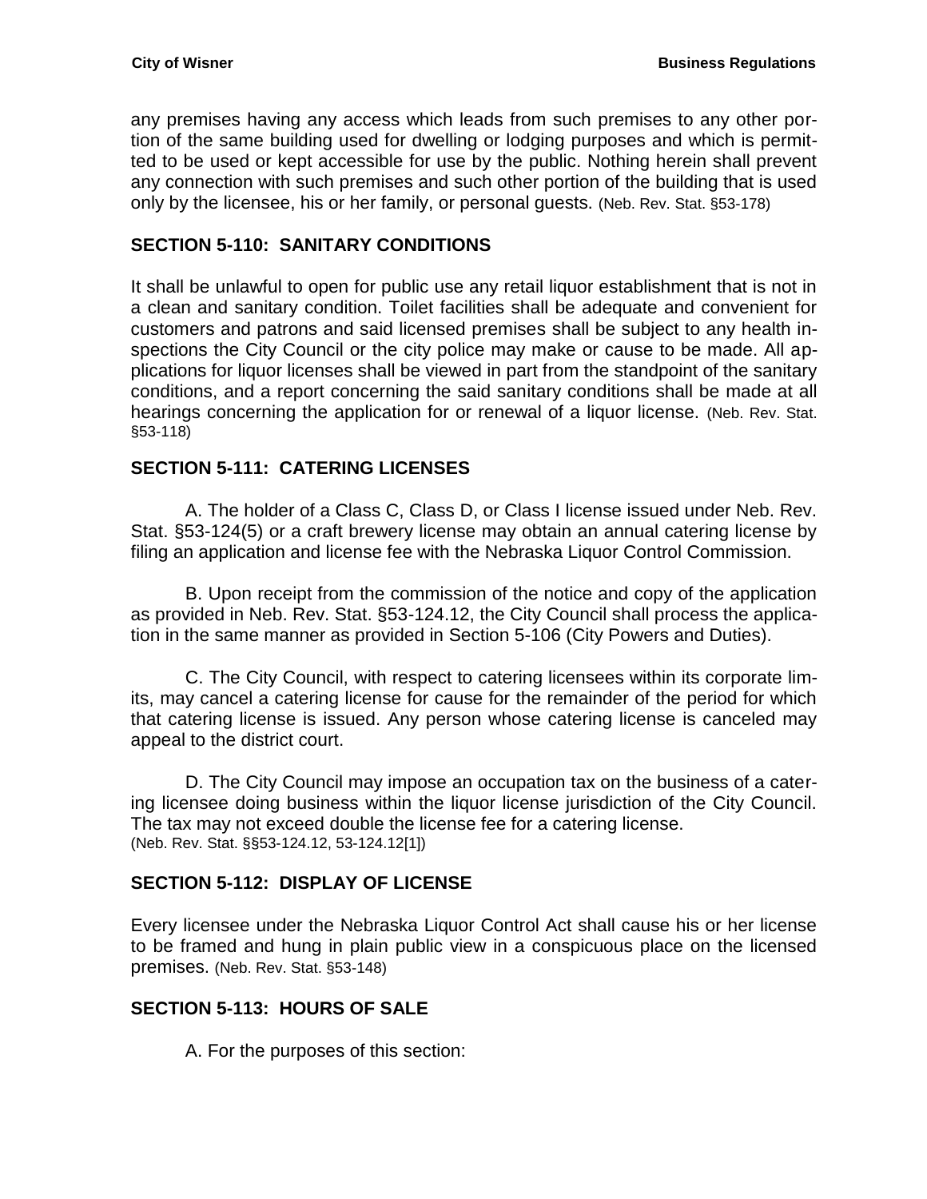any premises having any access which leads from such premises to any other portion of the same building used for dwelling or lodging purposes and which is permitted to be used or kept accessible for use by the public. Nothing herein shall prevent any connection with such premises and such other portion of the building that is used only by the licensee, his or her family, or personal guests. (Neb. Rev. Stat. §53-178)

## SECTION 5-110: SANITARY CONDITIONS

It shall be unlawful to open for public use any retail liquor establishment that is not in a clean and sanitary condition. Toilet facilities shall be adequate and convenient for customers and patrons and said licensed premises shall be subject to any health inspections the City Council or the city police may make or cause to be made. All applications for liquor licenses shall be viewed in part from the standpoint of the sanitary conditions, and a report concerning the said sanitary conditions shall be made at all hearings concerning the application for or renewal of a liquor license. (Neb. Rev. Stat. §53-118)

## SECTION 5-111: CATERING LICENSES

A. The holder of a Class C, Class D, or Class I license issued under Neb. Rev. Stat. §53-124(5) or a craft brewery license may obtain an annual catering license by filing an application and license fee with the Nebraska Liquor Control Commission.

B. Upon receipt from the commission of the notice and copy of the application as provided in Neb. Rev. Stat. §53-124.12, the City Council shall process the application in the same manner as provided in Section 5-106 (City Powers and Duties).

C. The City Council, with respect to catering licensees within its corporate limits, may cancel a catering license for cause for the remainder of the period for which that catering license is issued. Any person whose catering license is canceled may appeal to the district court.

D. The City Council may impose an occupation tax on the business of a catering licensee doing business within the liquor license jurisdiction of the City Council. The tax may not exceed double the license fee for a catering license.
(Neb. Rev. Stat. §§53-124.12, 53-124.12[1])

## SECTION 5-112: DISPLAY OF LICENSE

Every licensee under the Nebraska Liquor Control Act shall cause his or her license to be framed and hung in plain public view in a conspicuous place on the licensed premises. (Neb. Rev. Stat. §53-148)

## SECTION 5-113: HOURS OF SALE

A. For the purposes of this section: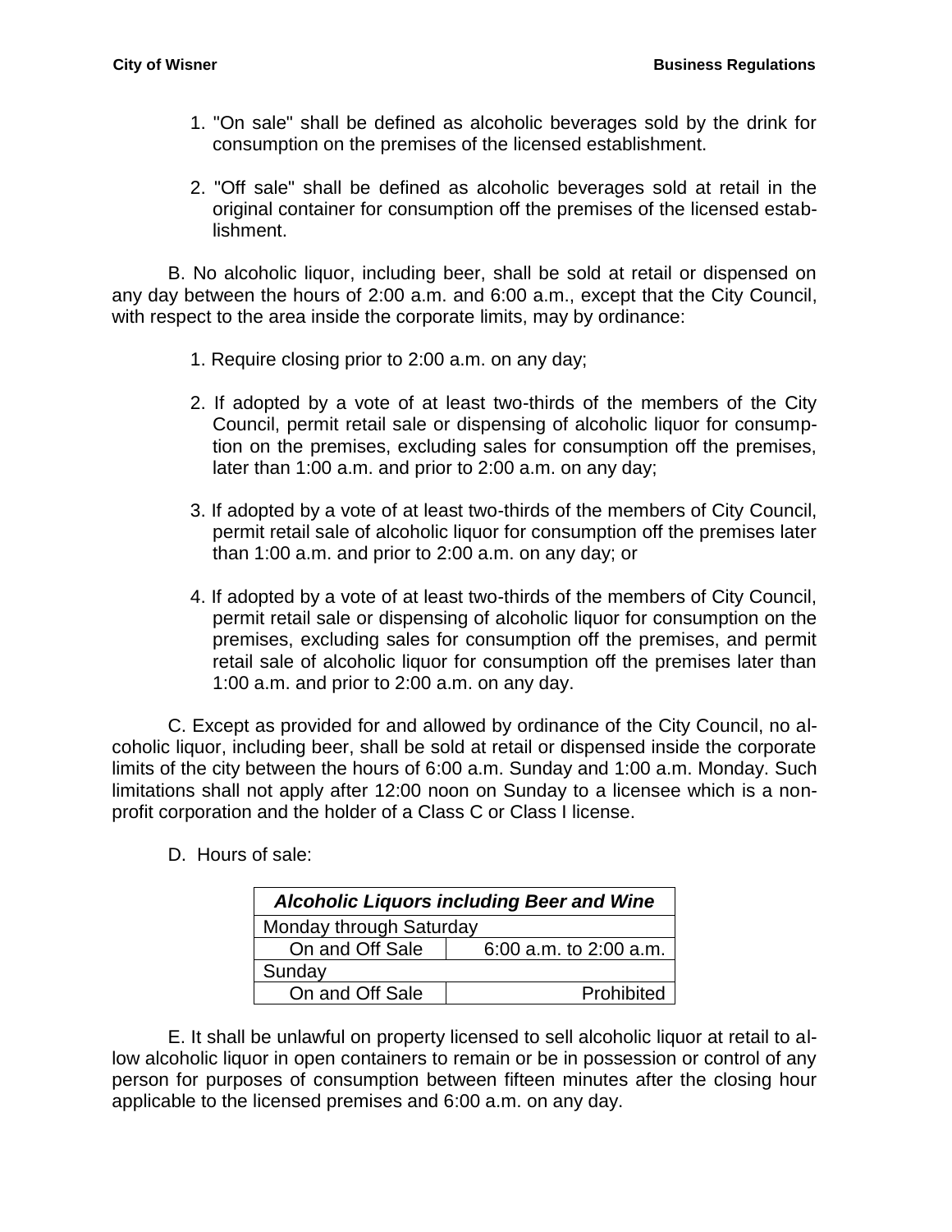1. "On sale" shall be defined as alcoholic beverages sold by the drink for consumption on the premises of the licensed establishment.

2. "Off sale" shall be defined as alcoholic beverages sold at retail in the original container for consumption off the premises of the licensed establishment.

B. No alcoholic liquor, including beer, shall be sold at retail or dispensed on any day between the hours of 2:00 a.m. and 6:00 a.m., except that the City Council, with respect to the area inside the corporate limits, may by ordinance:

1. Require closing prior to 2:00 a.m. on any day;

2. If adopted by a vote of at least two-thirds of the members of the City Council, permit retail sale or dispensing of alcoholic liquor for consumption on the premises, excluding sales for consumption off the premises, later than 1:00 a.m. and prior to 2:00 a.m. on any day;

3. If adopted by a vote of at least two-thirds of the members of City Council, permit retail sale of alcoholic liquor for consumption off the premises later than 1:00 a.m. and prior to 2:00 a.m. on any day; or

4. If adopted by a vote of at least two-thirds of the members of City Council, permit retail sale or dispensing of alcoholic liquor for consumption on the premises, excluding sales for consumption off the premises, and permit retail sale of alcoholic liquor for consumption off the premises later than 1:00 a.m. and prior to 2:00 a.m. on any day.

C. Except as provided for and allowed by ordinance of the City Council, no alcoholic liquor, including beer, shall be sold at retail or dispensed inside the corporate limits of the city between the hours of 6:00 a.m. Sunday and 1:00 a.m. Monday. Such limitations shall not apply after 12:00 noon on Sunday to a licensee which is a nonprofit corporation and the holder of a Class C or Class I license.

D. Hours of sale:

| ***Alcoholic Liquors including Beer and Wine*** | |
|---|---|
| Monday through Saturday | |
| On and Off Sale | 6:00 a.m. to 2:00 a.m. |
| Sunday | |
| On and Off Sale | Prohibited |

E. It shall be unlawful on property licensed to sell alcoholic liquor at retail to allow alcoholic liquor in open containers to remain or be in possession or control of any person for purposes of consumption between fifteen minutes after the closing hour applicable to the licensed premises and 6:00 a.m. on any day.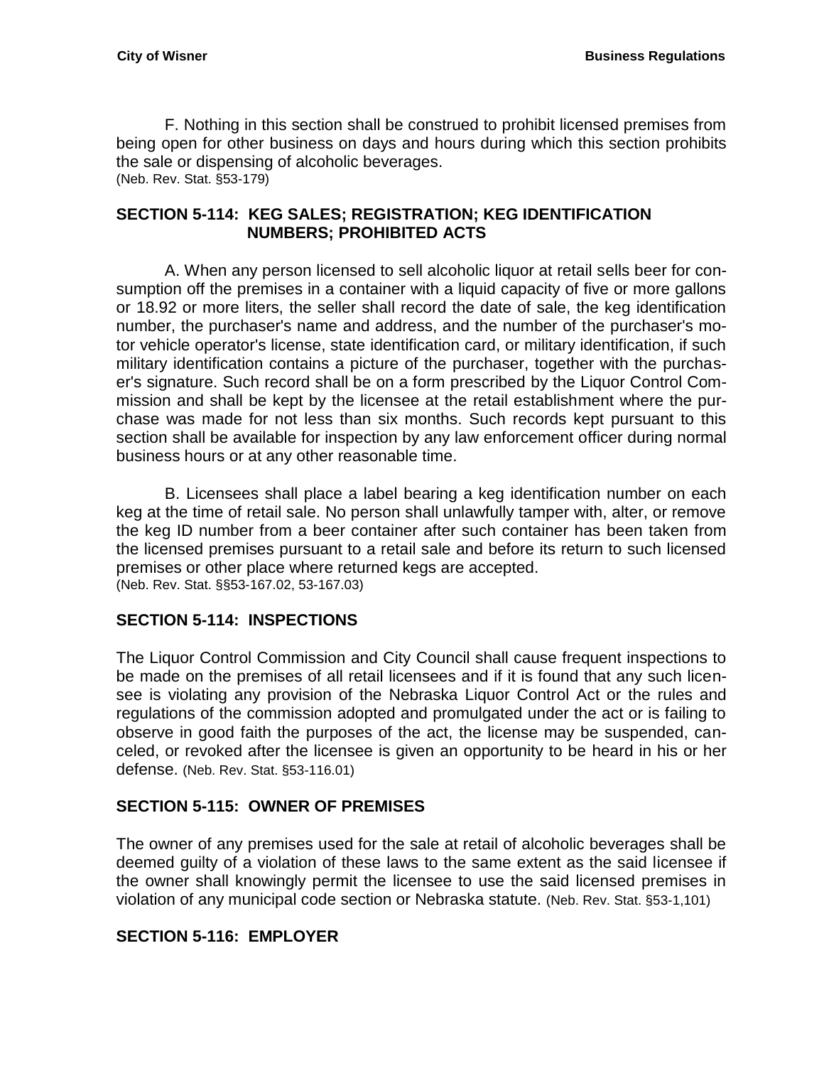F. Nothing in this section shall be construed to prohibit licensed premises from being open for other business on days and hours during which this section prohibits the sale or dispensing of alcoholic beverages.
(Neb. Rev. Stat. §53-179)

## SECTION 5-114: KEG SALES; REGISTRATION; KEG IDENTIFICATION NUMBERS; PROHIBITED ACTS

A. When any person licensed to sell alcoholic liquor at retail sells beer for consumption off the premises in a container with a liquid capacity of five or more gallons or 18.92 or more liters, the seller shall record the date of sale, the keg identification number, the purchaser's name and address, and the number of the purchaser's motor vehicle operator's license, state identification card, or military identification, if such military identification contains a picture of the purchaser, together with the purchaser's signature. Such record shall be on a form prescribed by the Liquor Control Commission and shall be kept by the licensee at the retail establishment where the purchase was made for not less than six months. Such records kept pursuant to this section shall be available for inspection by any law enforcement officer during normal business hours or at any other reasonable time.

B. Licensees shall place a label bearing a keg identification number on each keg at the time of retail sale. No person shall unlawfully tamper with, alter, or remove the keg ID number from a beer container after such container has been taken from the licensed premises pursuant to a retail sale and before its return to such licensed premises or other place where returned kegs are accepted.
(Neb. Rev. Stat. §§53-167.02, 53-167.03)

## SECTION 5-114: INSPECTIONS

The Liquor Control Commission and City Council shall cause frequent inspections to be made on the premises of all retail licensees and if it is found that any such licensee is violating any provision of the Nebraska Liquor Control Act or the rules and regulations of the commission adopted and promulgated under the act or is failing to observe in good faith the purposes of the act, the license may be suspended, canceled, or revoked after the licensee is given an opportunity to be heard in his or her defense. (Neb. Rev. Stat. §53-116.01)

## SECTION 5-115: OWNER OF PREMISES

The owner of any premises used for the sale at retail of alcoholic beverages shall be deemed guilty of a violation of these laws to the same extent as the said licensee if the owner shall knowingly permit the licensee to use the said licensed premises in violation of any municipal code section or Nebraska statute. (Neb. Rev. Stat. §53-1,101)

## SECTION 5-116: EMPLOYER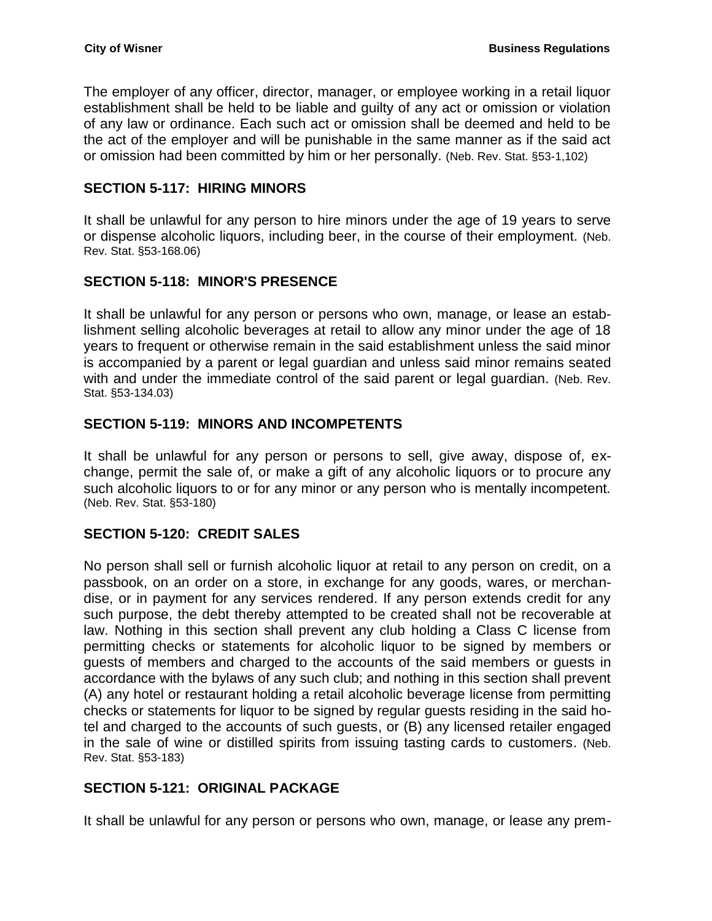The employer of any officer, director, manager, or employee working in a retail liquor establishment shall be held to be liable and guilty of any act or omission or violation of any law or ordinance. Each such act or omission shall be deemed and held to be the act of the employer and will be punishable in the same manner as if the said act or omission had been committed by him or her personally. (Neb. Rev. Stat. §53-1,102)

## SECTION 5-117: HIRING MINORS

It shall be unlawful for any person to hire minors under the age of 19 years to serve or dispense alcoholic liquors, including beer, in the course of their employment. (Neb. Rev. Stat. §53-168.06)

## SECTION 5-118: MINOR'S PRESENCE

It shall be unlawful for any person or persons who own, manage, or lease an establishment selling alcoholic beverages at retail to allow any minor under the age of 18 years to frequent or otherwise remain in the said establishment unless the said minor is accompanied by a parent or legal guardian and unless said minor remains seated with and under the immediate control of the said parent or legal guardian. (Neb. Rev. Stat. §53-134.03)

## SECTION 5-119: MINORS AND INCOMPETENTS

It shall be unlawful for any person or persons to sell, give away, dispose of, exchange, permit the sale of, or make a gift of any alcoholic liquors or to procure any such alcoholic liquors to or for any minor or any person who is mentally incompetent. (Neb. Rev. Stat. §53-180)

## SECTION 5-120: CREDIT SALES

No person shall sell or furnish alcoholic liquor at retail to any person on credit, on a passbook, on an order on a store, in exchange for any goods, wares, or merchandise, or in payment for any services rendered. If any person extends credit for any such purpose, the debt thereby attempted to be created shall not be recoverable at law. Nothing in this section shall prevent any club holding a Class C license from permitting checks or statements for alcoholic liquor to be signed by members or guests of members and charged to the accounts of the said members or guests in accordance with the bylaws of any such club; and nothing in this section shall prevent (A) any hotel or restaurant holding a retail alcoholic beverage license from permitting checks or statements for liquor to be signed by regular guests residing in the said hotel and charged to the accounts of such guests, or (B) any licensed retailer engaged in the sale of wine or distilled spirits from issuing tasting cards to customers. (Neb. Rev. Stat. §53-183)

## SECTION 5-121: ORIGINAL PACKAGE

It shall be unlawful for any person or persons who own, manage, or lease any prem-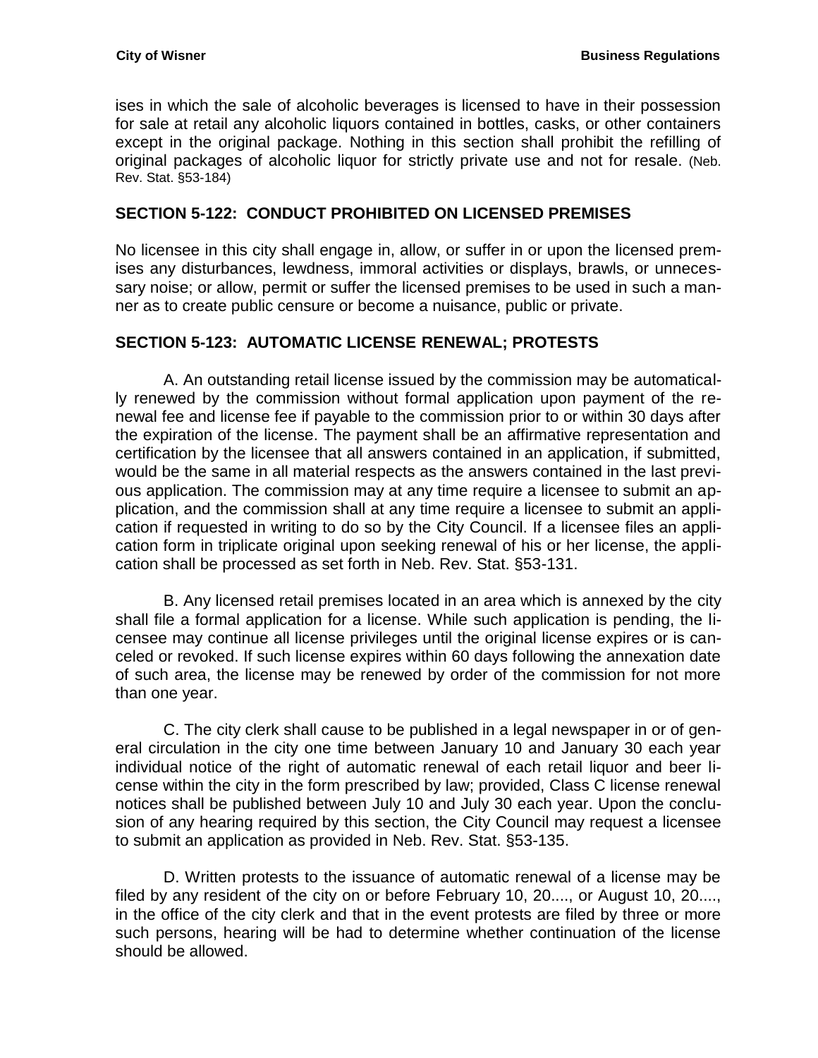ises in which the sale of alcoholic beverages is licensed to have in their possession for sale at retail any alcoholic liquors contained in bottles, casks, or other containers except in the original package. Nothing in this section shall prohibit the refilling of original packages of alcoholic liquor for strictly private use and not for resale. (Neb. Rev. Stat. §53-184)

## SECTION 5-122: CONDUCT PROHIBITED ON LICENSED PREMISES

No licensee in this city shall engage in, allow, or suffer in or upon the licensed premises any disturbances, lewdness, immoral activities or displays, brawls, or unnecessary noise; or allow, permit or suffer the licensed premises to be used in such a manner as to create public censure or become a nuisance, public or private.

## SECTION 5-123: AUTOMATIC LICENSE RENEWAL; PROTESTS

A. An outstanding retail license issued by the commission may be automatically renewed by the commission without formal application upon payment of the renewal fee and license fee if payable to the commission prior to or within 30 days after the expiration of the license. The payment shall be an affirmative representation and certification by the licensee that all answers contained in an application, if submitted, would be the same in all material respects as the answers contained in the last previous application. The commission may at any time require a licensee to submit an application, and the commission shall at any time require a licensee to submit an application if requested in writing to do so by the City Council. If a licensee files an application form in triplicate original upon seeking renewal of his or her license, the application shall be processed as set forth in Neb. Rev. Stat. §53-131.

B. Any licensed retail premises located in an area which is annexed by the city shall file a formal application for a license. While such application is pending, the licensee may continue all license privileges until the original license expires or is canceled or revoked. If such license expires within 60 days following the annexation date of such area, the license may be renewed by order of the commission for not more than one year.

C. The city clerk shall cause to be published in a legal newspaper in or of general circulation in the city one time between January 10 and January 30 each year individual notice of the right of automatic renewal of each retail liquor and beer license within the city in the form prescribed by law; provided, Class C license renewal notices shall be published between July 10 and July 30 each year. Upon the conclusion of any hearing required by this section, the City Council may request a licensee to submit an application as provided in Neb. Rev. Stat. §53-135.

D. Written protests to the issuance of automatic renewal of a license may be filed by any resident of the city on or before February 10, 20...., or August 10, 20...., in the office of the city clerk and that in the event protests are filed by three or more such persons, hearing will be had to determine whether continuation of the license should be allowed.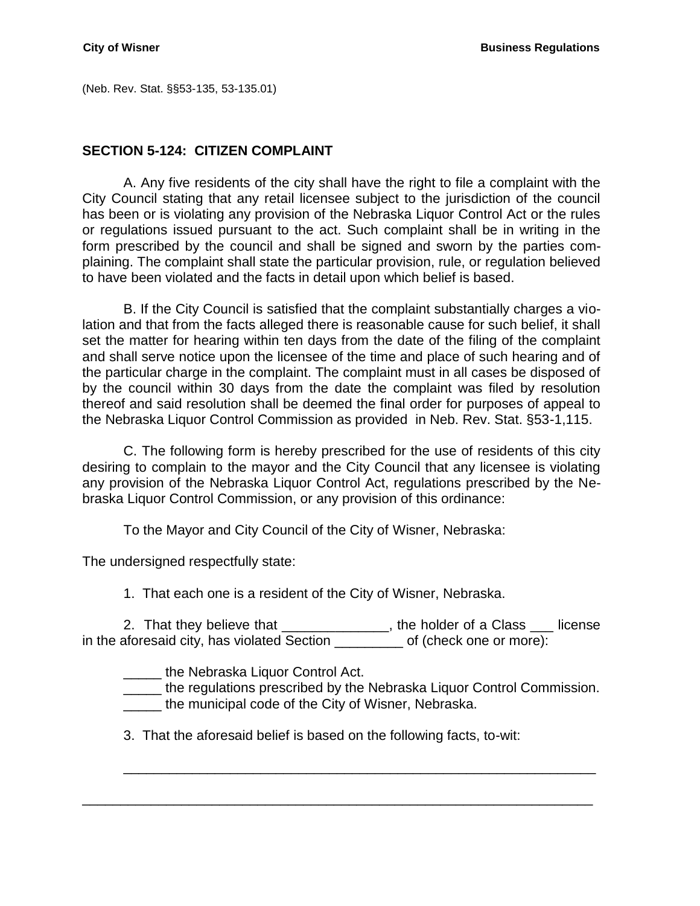(Neb. Rev. Stat. §§53-135, 53-135.01)

## SECTION 5-124: CITIZEN COMPLAINT

A. Any five residents of the city shall have the right to file a complaint with the City Council stating that any retail licensee subject to the jurisdiction of the council has been or is violating any provision of the Nebraska Liquor Control Act or the rules or regulations issued pursuant to the act. Such complaint shall be in writing in the form prescribed by the council and shall be signed and sworn by the parties complaining. The complaint shall state the particular provision, rule, or regulation believed to have been violated and the facts in detail upon which belief is based.

B. If the City Council is satisfied that the complaint substantially charges a violation and that from the facts alleged there is reasonable cause for such belief, it shall set the matter for hearing within ten days from the date of the filing of the complaint and shall serve notice upon the licensee of the time and place of such hearing and of the particular charge in the complaint. The complaint must in all cases be disposed of by the council within 30 days from the date the complaint was filed by resolution thereof and said resolution shall be deemed the final order for purposes of appeal to the Nebraska Liquor Control Commission as provided in Neb. Rev. Stat. §53-1,115.

C. The following form is hereby prescribed for the use of residents of this city desiring to complain to the mayor and the City Council that any licensee is violating any provision of the Nebraska Liquor Control Act, regulations prescribed by the Nebraska Liquor Control Commission, or any provision of this ordinance:

To the Mayor and City Council of the City of Wisner, Nebraska:

The undersigned respectfully state:

1. That each one is a resident of the City of Wisner, Nebraska.

2. That they believe that ______________, the holder of a Class ___ license in the aforesaid city, has violated Section _________ of (check one or more):

_____ the Nebraska Liquor Control Act.
_____ the regulations prescribed by the Nebraska Liquor Control Commission.
_____ the municipal code of the City of Wisner, Nebraska.

3. That the aforesaid belief is based on the following facts, to-wit:

_________________________________________________________________

_________________________________________________________________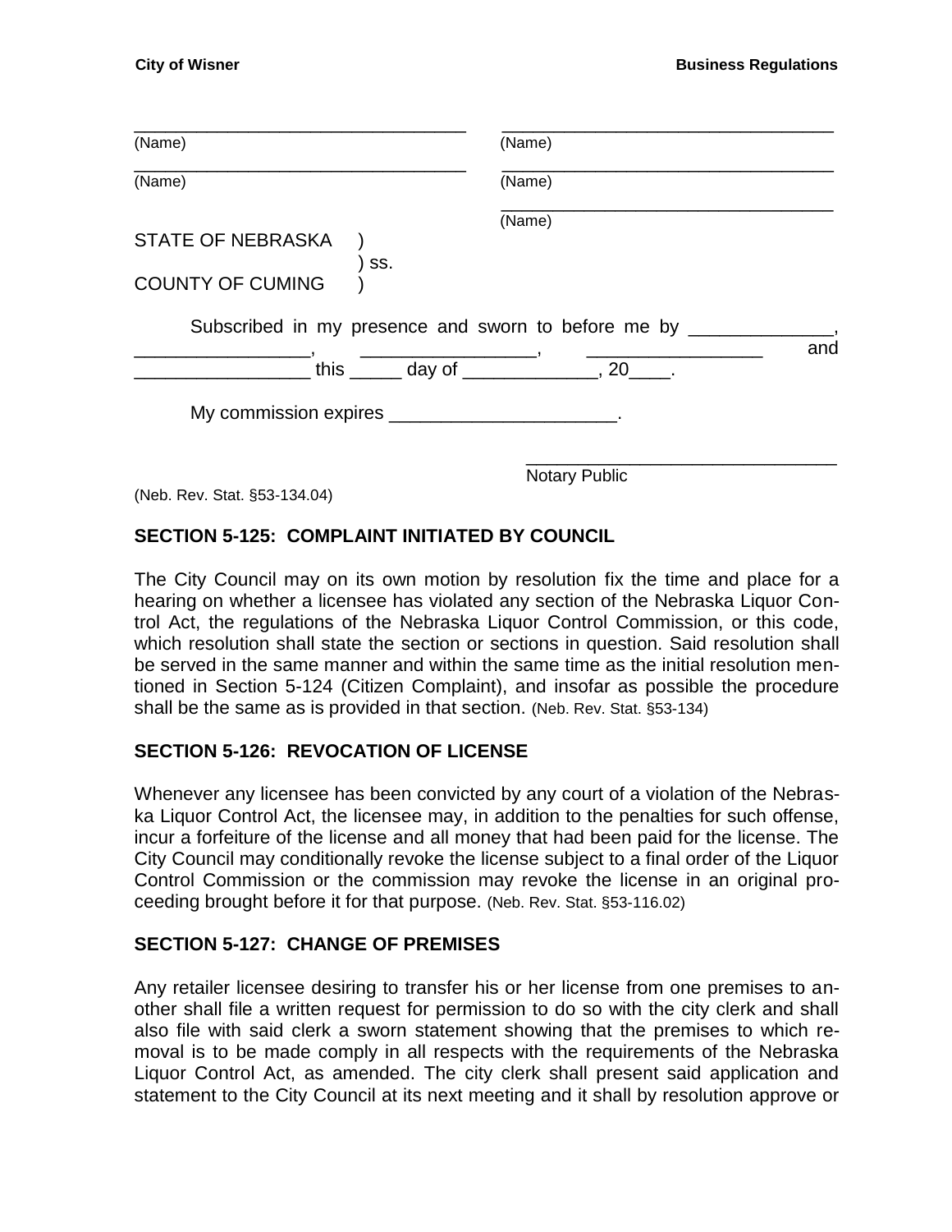\_\_\_\_\_\_\_\_\_\_\_\_\_\_\_\_\_\_\_\_\_\_\_\_\_\_\_\_\_\_\_\_\_\_ &nbsp;&nbsp;&nbsp; \_\_\_\_\_\_\_\_\_\_\_\_\_\_\_\_\_\_\_\_\_\_\_\_\_\_\_\_\_\_\_\_\_\_
(Name) &nbsp;&nbsp;&nbsp; (Name)

\_\_\_\_\_\_\_\_\_\_\_\_\_\_\_\_\_\_\_\_\_\_\_\_\_\_\_\_\_\_\_\_\_\_ &nbsp;&nbsp;&nbsp; \_\_\_\_\_\_\_\_\_\_\_\_\_\_\_\_\_\_\_\_\_\_\_\_\_\_\_\_\_\_\_\_\_\_
(Name) &nbsp;&nbsp;&nbsp; (Name)

\_\_\_\_\_\_\_\_\_\_\_\_\_\_\_\_\_\_\_\_\_\_\_\_\_\_\_\_\_\_\_\_\_\_
(Name)

STATE OF NEBRASKA )
) ss.
COUNTY OF CUMING )

Subscribed in my presence and sworn to before me by \_\_\_\_\_\_\_\_\_\_\_\_\_\_, \_\_\_\_\_\_\_\_\_\_\_\_\_\_\_\_\_, \_\_\_\_\_\_\_\_\_\_\_\_\_\_\_\_\_, \_\_\_\_\_\_\_\_\_\_\_\_\_\_\_\_\_ and \_\_\_\_\_\_\_\_\_\_\_\_\_\_\_\_\_ this \_\_\_\_\_ day of \_\_\_\_\_\_\_\_\_\_\_\_\_, 20\_\_\_\_.

My commission expires \_\_\_\_\_\_\_\_\_\_\_\_\_\_\_\_\_\_\_\_\_\_.

\_\_\_\_\_\_\_\_\_\_\_\_\_\_\_\_\_\_\_\_\_\_\_\_\_\_\_\_\_\_\_
Notary Public

(Neb. Rev. Stat. §53-134.04)

## SECTION 5-125: COMPLAINT INITIATED BY COUNCIL

The City Council may on its own motion by resolution fix the time and place for a hearing on whether a licensee has violated any section of the Nebraska Liquor Control Act, the regulations of the Nebraska Liquor Control Commission, or this code, which resolution shall state the section or sections in question. Said resolution shall be served in the same manner and within the same time as the initial resolution mentioned in Section 5-124 (Citizen Complaint), and insofar as possible the procedure shall be the same as is provided in that section. (Neb. Rev. Stat. §53-134)

## SECTION 5-126: REVOCATION OF LICENSE

Whenever any licensee has been convicted by any court of a violation of the Nebraska Liquor Control Act, the licensee may, in addition to the penalties for such offense, incur a forfeiture of the license and all money that had been paid for the license. The City Council may conditionally revoke the license subject to a final order of the Liquor Control Commission or the commission may revoke the license in an original proceeding brought before it for that purpose. (Neb. Rev. Stat. §53-116.02)

## SECTION 5-127: CHANGE OF PREMISES

Any retailer licensee desiring to transfer his or her license from one premises to another shall file a written request for permission to do so with the city clerk and shall also file with said clerk a sworn statement showing that the premises to which removal is to be made comply in all respects with the requirements of the Nebraska Liquor Control Act, as amended. The city clerk shall present said application and statement to the City Council at its next meeting and it shall by resolution approve or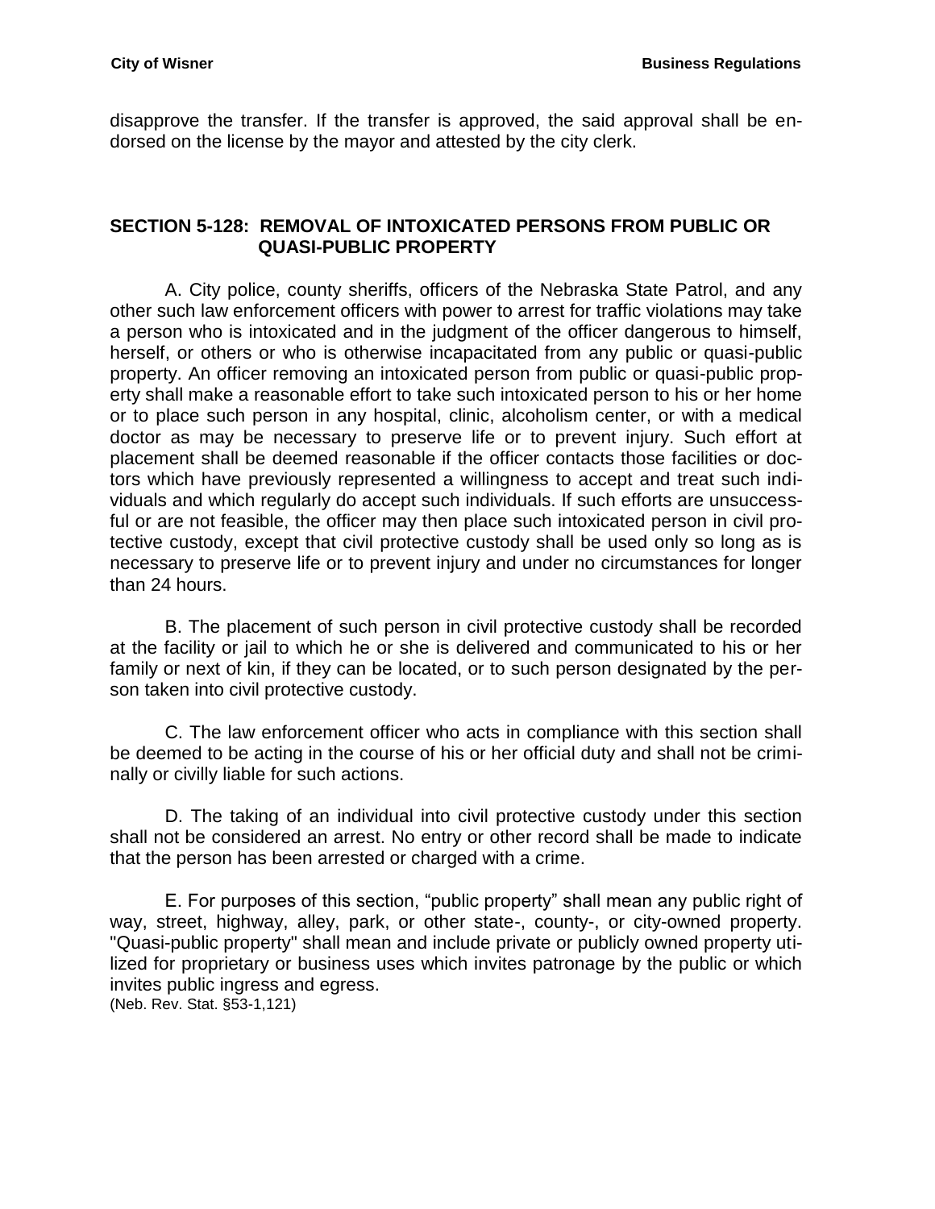disapprove the transfer. If the transfer is approved, the said approval shall be endorsed on the license by the mayor and attested by the city clerk.

## SECTION 5-128: REMOVAL OF INTOXICATED PERSONS FROM PUBLIC OR QUASI-PUBLIC PROPERTY

A. City police, county sheriffs, officers of the Nebraska State Patrol, and any other such law enforcement officers with power to arrest for traffic violations may take a person who is intoxicated and in the judgment of the officer dangerous to himself, herself, or others or who is otherwise incapacitated from any public or quasi-public property. An officer removing an intoxicated person from public or quasi-public property shall make a reasonable effort to take such intoxicated person to his or her home or to place such person in any hospital, clinic, alcoholism center, or with a medical doctor as may be necessary to preserve life or to prevent injury. Such effort at placement shall be deemed reasonable if the officer contacts those facilities or doctors which have previously represented a willingness to accept and treat such individuals and which regularly do accept such individuals. If such efforts are unsuccessful or are not feasible, the officer may then place such intoxicated person in civil protective custody, except that civil protective custody shall be used only so long as is necessary to preserve life or to prevent injury and under no circumstances for longer than 24 hours.

B. The placement of such person in civil protective custody shall be recorded at the facility or jail to which he or she is delivered and communicated to his or her family or next of kin, if they can be located, or to such person designated by the person taken into civil protective custody.

C. The law enforcement officer who acts in compliance with this section shall be deemed to be acting in the course of his or her official duty and shall not be criminally or civilly liable for such actions.

D. The taking of an individual into civil protective custody under this section shall not be considered an arrest. No entry or other record shall be made to indicate that the person has been arrested or charged with a crime.

E. For purposes of this section, "public property" shall mean any public right of way, street, highway, alley, park, or other state-, county-, or city-owned property. "Quasi-public property" shall mean and include private or publicly owned property utilized for proprietary or business uses which invites patronage by the public or which invites public ingress and egress.
(Neb. Rev. Stat. §53-1,121)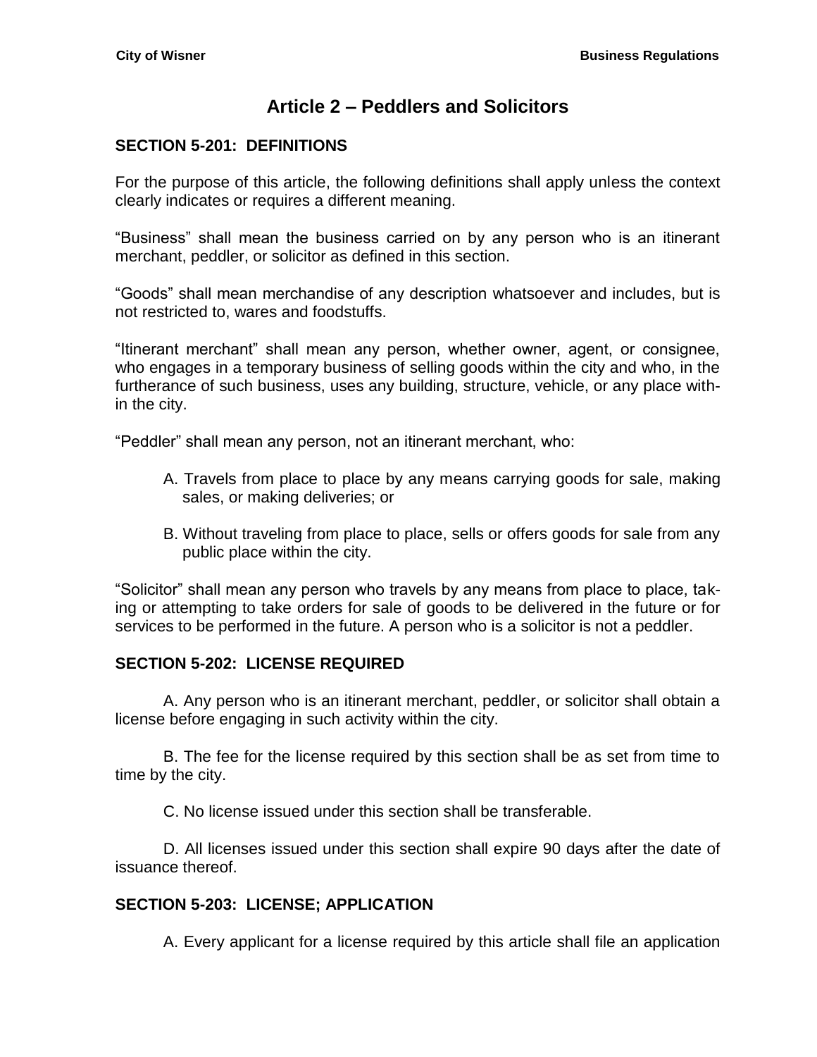# Article 2 – Peddlers and Solicitors

## SECTION 5-201: DEFINITIONS

For the purpose of this article, the following definitions shall apply unless the context clearly indicates or requires a different meaning.

"Business" shall mean the business carried on by any person who is an itinerant merchant, peddler, or solicitor as defined in this section.

"Goods" shall mean merchandise of any description whatsoever and includes, but is not restricted to, wares and foodstuffs.

"Itinerant merchant" shall mean any person, whether owner, agent, or consignee, who engages in a temporary business of selling goods within the city and who, in the furtherance of such business, uses any building, structure, vehicle, or any place within the city.

"Peddler" shall mean any person, not an itinerant merchant, who:

A. Travels from place to place by any means carrying goods for sale, making sales, or making deliveries; or

B. Without traveling from place to place, sells or offers goods for sale from any public place within the city.

"Solicitor" shall mean any person who travels by any means from place to place, taking or attempting to take orders for sale of goods to be delivered in the future or for services to be performed in the future. A person who is a solicitor is not a peddler.

## SECTION 5-202: LICENSE REQUIRED

A. Any person who is an itinerant merchant, peddler, or solicitor shall obtain a license before engaging in such activity within the city.

B. The fee for the license required by this section shall be as set from time to time by the city.

C. No license issued under this section shall be transferable.

D. All licenses issued under this section shall expire 90 days after the date of issuance thereof.

## SECTION 5-203: LICENSE; APPLICATION

A. Every applicant for a license required by this article shall file an application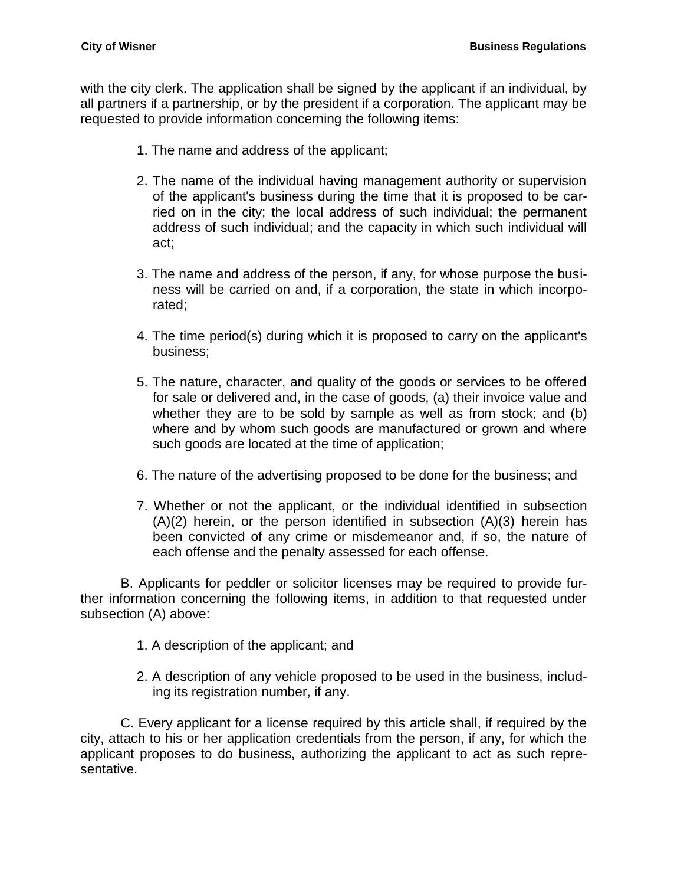with the city clerk. The application shall be signed by the applicant if an individual, by all partners if a partnership, or by the president if a corporation. The applicant may be requested to provide information concerning the following items:

1. The name and address of the applicant;

2. The name of the individual having management authority or supervision of the applicant's business during the time that it is proposed to be carried on in the city; the local address of such individual; the permanent address of such individual; and the capacity in which such individual will act;

3. The name and address of the person, if any, for whose purpose the business will be carried on and, if a corporation, the state in which incorporated;

4. The time period(s) during which it is proposed to carry on the applicant's business;

5. The nature, character, and quality of the goods or services to be offered for sale or delivered and, in the case of goods, (a) their invoice value and whether they are to be sold by sample as well as from stock; and (b) where and by whom such goods are manufactured or grown and where such goods are located at the time of application;

6. The nature of the advertising proposed to be done for the business; and

7. Whether or not the applicant, or the individual identified in subsection (A)(2) herein, or the person identified in subsection (A)(3) herein has been convicted of any crime or misdemeanor and, if so, the nature of each offense and the penalty assessed for each offense.

B. Applicants for peddler or solicitor licenses may be required to provide further information concerning the following items, in addition to that requested under subsection (A) above:

1. A description of the applicant; and

2. A description of any vehicle proposed to be used in the business, including its registration number, if any.

C. Every applicant for a license required by this article shall, if required by the city, attach to his or her application credentials from the person, if any, for which the applicant proposes to do business, authorizing the applicant to act as such representative.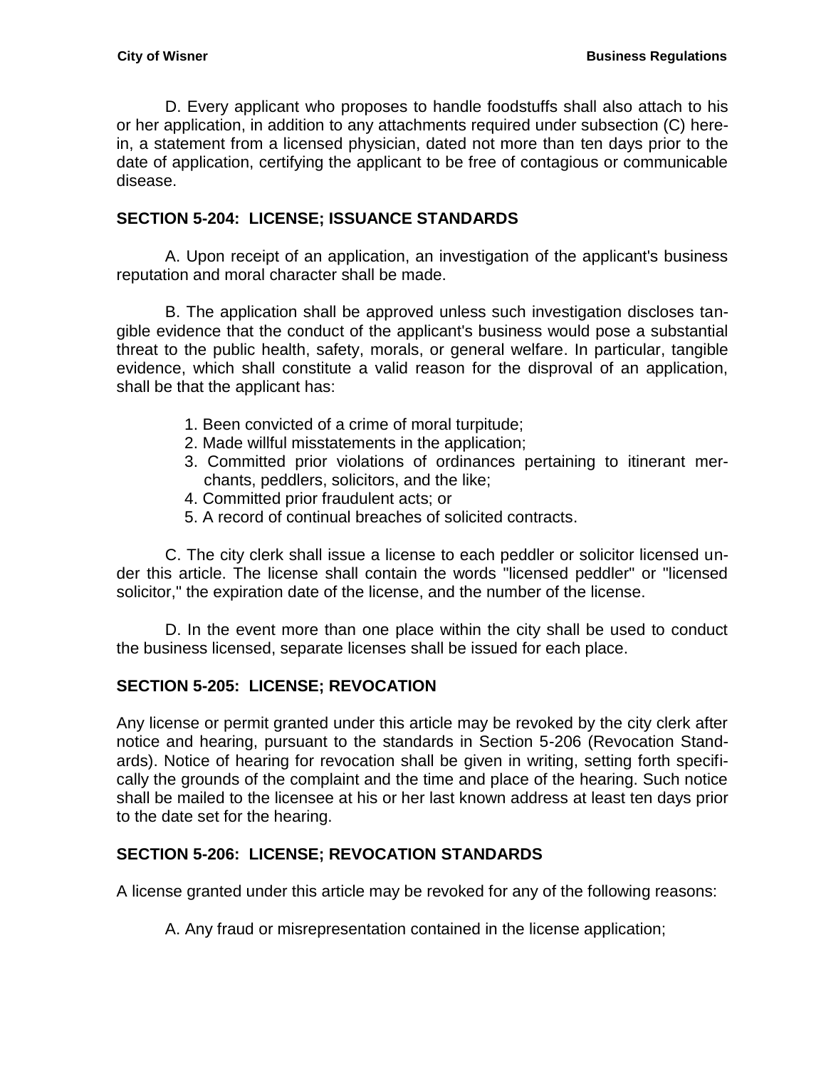D. Every applicant who proposes to handle foodstuffs shall also attach to his or her application, in addition to any attachments required under subsection (C) herein, a statement from a licensed physician, dated not more than ten days prior to the date of application, certifying the applicant to be free of contagious or communicable disease.

## SECTION 5-204: LICENSE; ISSUANCE STANDARDS

A. Upon receipt of an application, an investigation of the applicant's business reputation and moral character shall be made.

B. The application shall be approved unless such investigation discloses tangible evidence that the conduct of the applicant's business would pose a substantial threat to the public health, safety, morals, or general welfare. In particular, tangible evidence, which shall constitute a valid reason for the disproval of an application, shall be that the applicant has:

1. Been convicted of a crime of moral turpitude;
2. Made willful misstatements in the application;
3. Committed prior violations of ordinances pertaining to itinerant merchants, peddlers, solicitors, and the like;
4. Committed prior fraudulent acts; or
5. A record of continual breaches of solicited contracts.

C. The city clerk shall issue a license to each peddler or solicitor licensed under this article. The license shall contain the words "licensed peddler" or "licensed solicitor," the expiration date of the license, and the number of the license.

D. In the event more than one place within the city shall be used to conduct the business licensed, separate licenses shall be issued for each place.

## SECTION 5-205: LICENSE; REVOCATION

Any license or permit granted under this article may be revoked by the city clerk after notice and hearing, pursuant to the standards in Section 5-206 (Revocation Standards). Notice of hearing for revocation shall be given in writing, setting forth specifically the grounds of the complaint and the time and place of the hearing. Such notice shall be mailed to the licensee at his or her last known address at least ten days prior to the date set for the hearing.

## SECTION 5-206: LICENSE; REVOCATION STANDARDS

A license granted under this article may be revoked for any of the following reasons:

A. Any fraud or misrepresentation contained in the license application;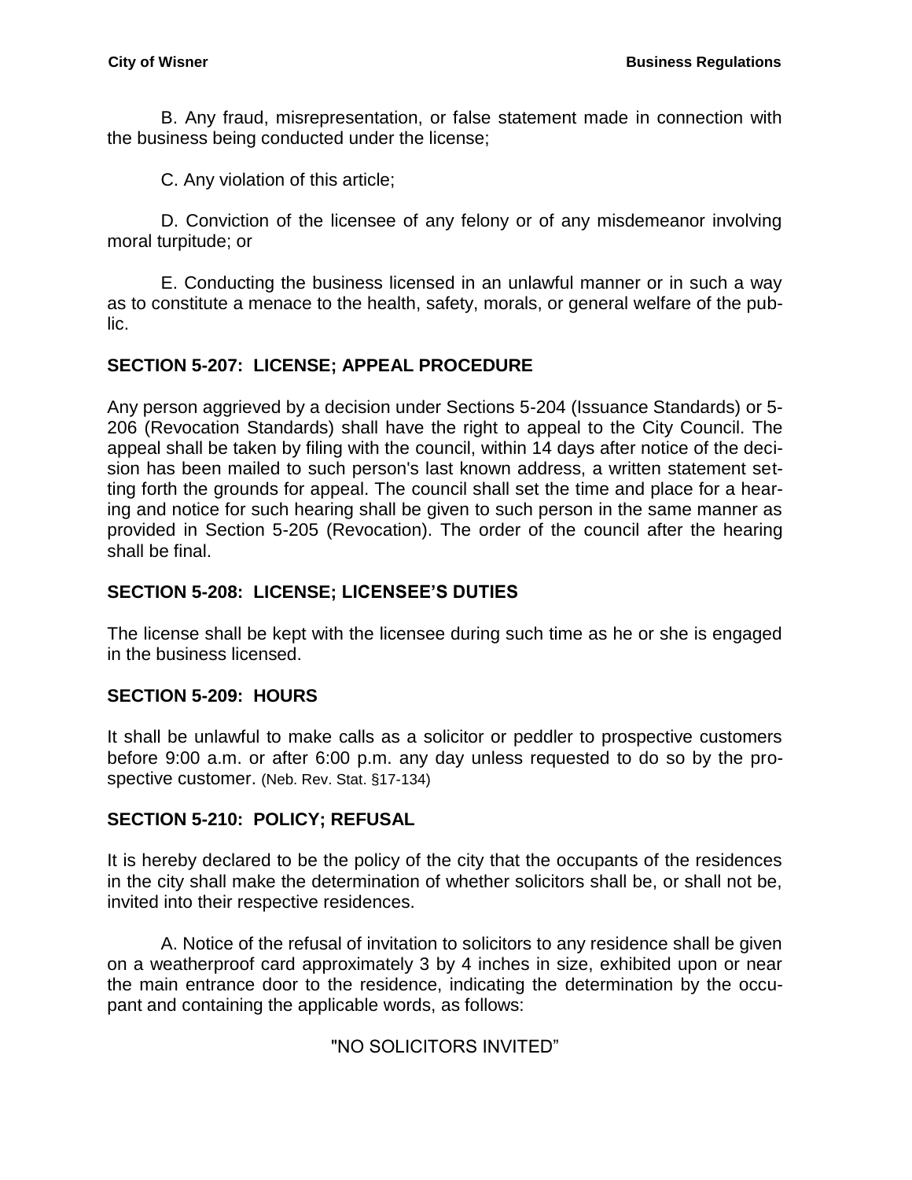B. Any fraud, misrepresentation, or false statement made in connection with the business being conducted under the license;

C. Any violation of this article;

D. Conviction of the licensee of any felony or of any misdemeanor involving moral turpitude; or

E. Conducting the business licensed in an unlawful manner or in such a way as to constitute a menace to the health, safety, morals, or general welfare of the public.

## SECTION 5-207: LICENSE; APPEAL PROCEDURE

Any person aggrieved by a decision under Sections 5-204 (Issuance Standards) or 5-206 (Revocation Standards) shall have the right to appeal to the City Council. The appeal shall be taken by filing with the council, within 14 days after notice of the decision has been mailed to such person's last known address, a written statement setting forth the grounds for appeal. The council shall set the time and place for a hearing and notice for such hearing shall be given to such person in the same manner as provided in Section 5-205 (Revocation). The order of the council after the hearing shall be final.

## SECTION 5-208: LICENSE; LICENSEE'S DUTIES

The license shall be kept with the licensee during such time as he or she is engaged in the business licensed.

## SECTION 5-209: HOURS

It shall be unlawful to make calls as a solicitor or peddler to prospective customers before 9:00 a.m. or after 6:00 p.m. any day unless requested to do so by the prospective customer. (Neb. Rev. Stat. §17-134)

## SECTION 5-210: POLICY; REFUSAL

It is hereby declared to be the policy of the city that the occupants of the residences in the city shall make the determination of whether solicitors shall be, or shall not be, invited into their respective residences.

A. Notice of the refusal of invitation to solicitors to any residence shall be given on a weatherproof card approximately 3 by 4 inches in size, exhibited upon or near the main entrance door to the residence, indicating the determination by the occupant and containing the applicable words, as follows:

"NO SOLICITORS INVITED"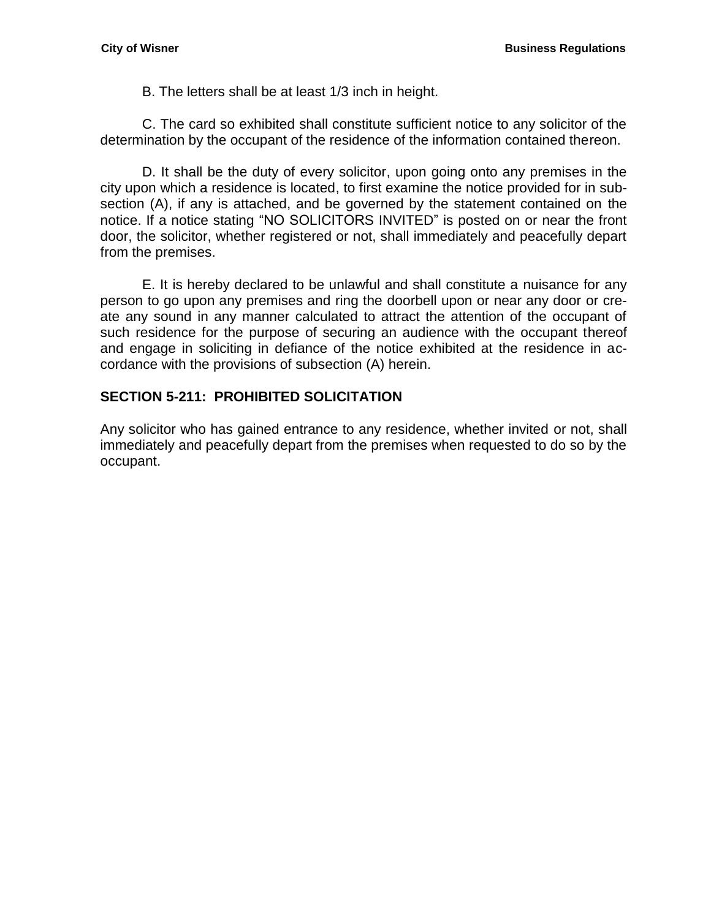B. The letters shall be at least 1/3 inch in height.

C. The card so exhibited shall constitute sufficient notice to any solicitor of the determination by the occupant of the residence of the information contained thereon.

D. It shall be the duty of every solicitor, upon going onto any premises in the city upon which a residence is located, to first examine the notice provided for in subsection (A), if any is attached, and be governed by the statement contained on the notice. If a notice stating "NO SOLICITORS INVITED" is posted on or near the front door, the solicitor, whether registered or not, shall immediately and peacefully depart from the premises.

E. It is hereby declared to be unlawful and shall constitute a nuisance for any person to go upon any premises and ring the doorbell upon or near any door or create any sound in any manner calculated to attract the attention of the occupant of such residence for the purpose of securing an audience with the occupant thereof and engage in soliciting in defiance of the notice exhibited at the residence in accordance with the provisions of subsection (A) herein.

## SECTION 5-211: PROHIBITED SOLICITATION

Any solicitor who has gained entrance to any residence, whether invited or not, shall immediately and peacefully depart from the premises when requested to do so by the occupant.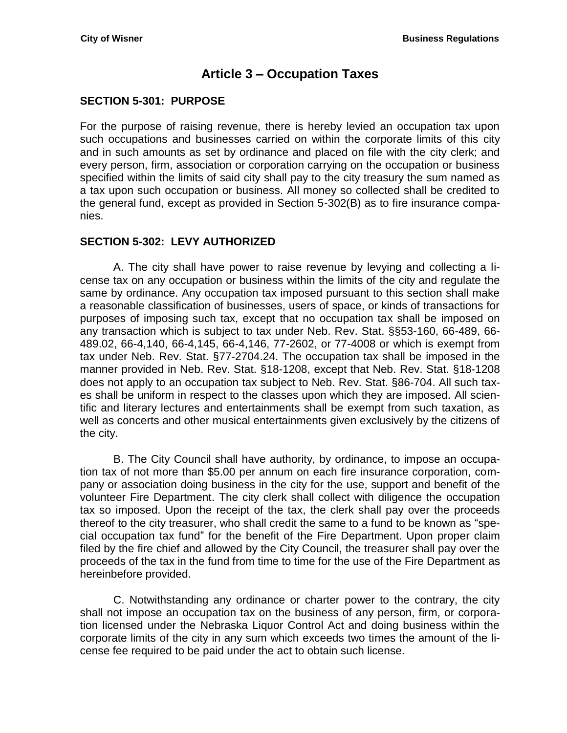# Article 3 – Occupation Taxes

## SECTION 5-301: PURPOSE

For the purpose of raising revenue, there is hereby levied an occupation tax upon such occupations and businesses carried on within the corporate limits of this city and in such amounts as set by ordinance and placed on file with the city clerk; and every person, firm, association or corporation carrying on the occupation or business specified within the limits of said city shall pay to the city treasury the sum named as a tax upon such occupation or business. All money so collected shall be credited to the general fund, except as provided in Section 5-302(B) as to fire insurance companies.

## SECTION 5-302: LEVY AUTHORIZED

A. The city shall have power to raise revenue by levying and collecting a license tax on any occupation or business within the limits of the city and regulate the same by ordinance. Any occupation tax imposed pursuant to this section shall make a reasonable classification of businesses, users of space, or kinds of transactions for purposes of imposing such tax, except that no occupation tax shall be imposed on any transaction which is subject to tax under Neb. Rev. Stat. §§53-160, 66-489, 66-489.02, 66-4,140, 66-4,145, 66-4,146, 77-2602, or 77-4008 or which is exempt from tax under Neb. Rev. Stat. §77-2704.24. The occupation tax shall be imposed in the manner provided in Neb. Rev. Stat. §18-1208, except that Neb. Rev. Stat. §18-1208 does not apply to an occupation tax subject to Neb. Rev. Stat. §86-704. All such taxes shall be uniform in respect to the classes upon which they are imposed. All scientific and literary lectures and entertainments shall be exempt from such taxation, as well as concerts and other musical entertainments given exclusively by the citizens of the city.

B. The City Council shall have authority, by ordinance, to impose an occupation tax of not more than $5.00 per annum on each fire insurance corporation, company or association doing business in the city for the use, support and benefit of the volunteer Fire Department. The city clerk shall collect with diligence the occupation tax so imposed. Upon the receipt of the tax, the clerk shall pay over the proceeds thereof to the city treasurer, who shall credit the same to a fund to be known as "special occupation tax fund" for the benefit of the Fire Department. Upon proper claim filed by the fire chief and allowed by the City Council, the treasurer shall pay over the proceeds of the tax in the fund from time to time for the use of the Fire Department as hereinbefore provided.

C. Notwithstanding any ordinance or charter power to the contrary, the city shall not impose an occupation tax on the business of any person, firm, or corporation licensed under the Nebraska Liquor Control Act and doing business within the corporate limits of the city in any sum which exceeds two times the amount of the license fee required to be paid under the act to obtain such license.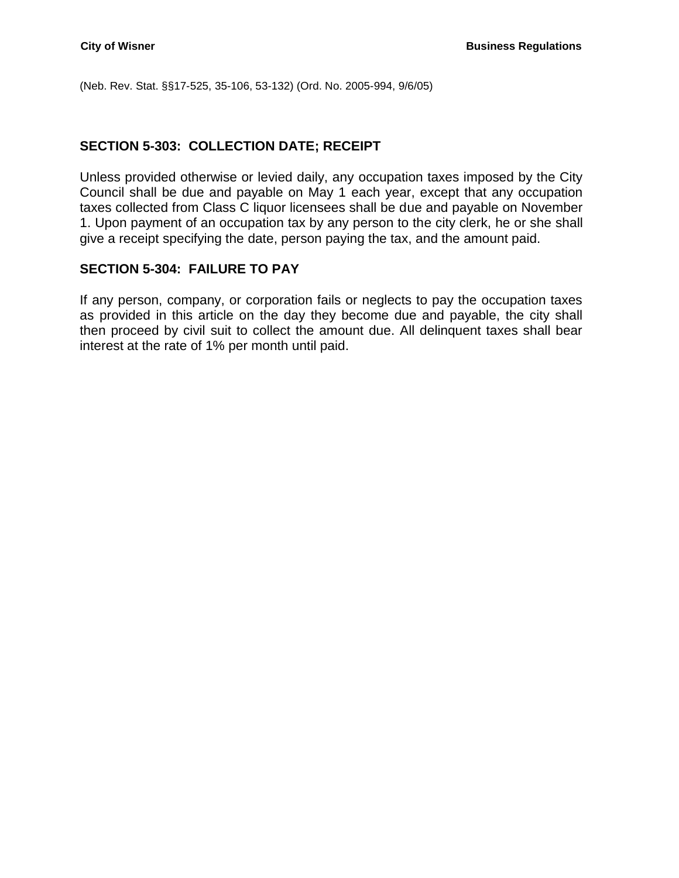(Neb. Rev. Stat. §§17-525, 35-106, 53-132) (Ord. No. 2005-994, 9/6/05)

## SECTION 5-303: COLLECTION DATE; RECEIPT

Unless provided otherwise or levied daily, any occupation taxes imposed by the City Council shall be due and payable on May 1 each year, except that any occupation taxes collected from Class C liquor licensees shall be due and payable on November 1. Upon payment of an occupation tax by any person to the city clerk, he or she shall give a receipt specifying the date, person paying the tax, and the amount paid.

## SECTION 5-304: FAILURE TO PAY

If any person, company, or corporation fails or neglects to pay the occupation taxes as provided in this article on the day they become due and payable, the city shall then proceed by civil suit to collect the amount due. All delinquent taxes shall bear interest at the rate of 1% per month until paid.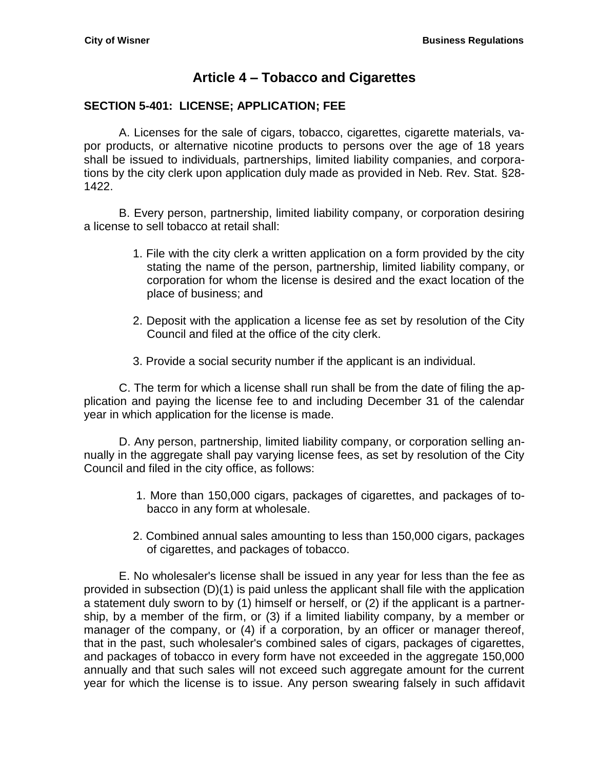# Article 4 – Tobacco and Cigarettes

## SECTION 5-401: LICENSE; APPLICATION; FEE

A. Licenses for the sale of cigars, tobacco, cigarettes, cigarette materials, vapor products, or alternative nicotine products to persons over the age of 18 years shall be issued to individuals, partnerships, limited liability companies, and corporations by the city clerk upon application duly made as provided in Neb. Rev. Stat. §28-1422.

B. Every person, partnership, limited liability company, or corporation desiring a license to sell tobacco at retail shall:

1. File with the city clerk a written application on a form provided by the city stating the name of the person, partnership, limited liability company, or corporation for whom the license is desired and the exact location of the place of business; and

2. Deposit with the application a license fee as set by resolution of the City Council and filed at the office of the city clerk.

3. Provide a social security number if the applicant is an individual.

C. The term for which a license shall run shall be from the date of filing the application and paying the license fee to and including December 31 of the calendar year in which application for the license is made.

D. Any person, partnership, limited liability company, or corporation selling annually in the aggregate shall pay varying license fees, as set by resolution of the City Council and filed in the city office, as follows:

1. More than 150,000 cigars, packages of cigarettes, and packages of tobacco in any form at wholesale.

2. Combined annual sales amounting to less than 150,000 cigars, packages of cigarettes, and packages of tobacco.

E. No wholesaler's license shall be issued in any year for less than the fee as provided in subsection (D)(1) is paid unless the applicant shall file with the application a statement duly sworn to by (1) himself or herself, or (2) if the applicant is a partnership, by a member of the firm, or (3) if a limited liability company, by a member or manager of the company, or (4) if a corporation, by an officer or manager thereof, that in the past, such wholesaler's combined sales of cigars, packages of cigarettes, and packages of tobacco in every form have not exceeded in the aggregate 150,000 annually and that such sales will not exceed such aggregate amount for the current year for which the license is to issue. Any person swearing falsely in such affidavit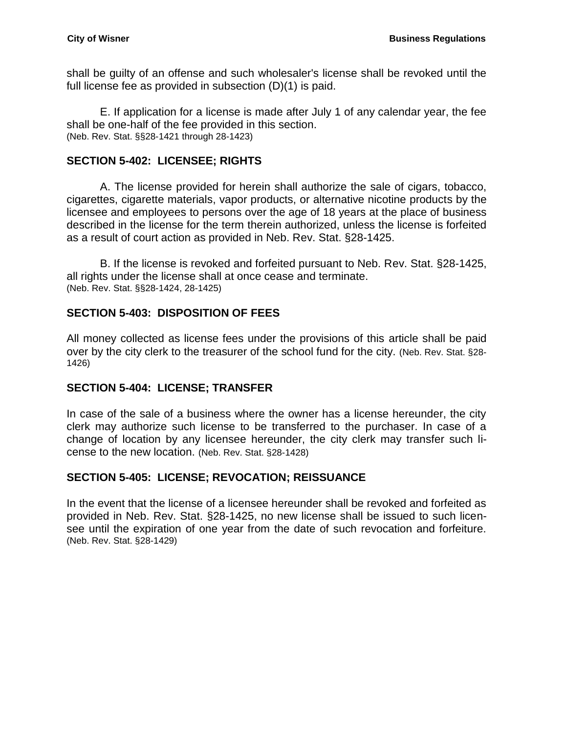shall be guilty of an offense and such wholesaler's license shall be revoked until the full license fee as provided in subsection (D)(1) is paid.

E. If application for a license is made after July 1 of any calendar year, the fee shall be one-half of the fee provided in this section.
(Neb. Rev. Stat. §§28-1421 through 28-1423)

## SECTION 5-402: LICENSEE; RIGHTS

A. The license provided for herein shall authorize the sale of cigars, tobacco, cigarettes, cigarette materials, vapor products, or alternative nicotine products by the licensee and employees to persons over the age of 18 years at the place of business described in the license for the term therein authorized, unless the license is forfeited as a result of court action as provided in Neb. Rev. Stat. §28-1425.

B. If the license is revoked and forfeited pursuant to Neb. Rev. Stat. §28-1425, all rights under the license shall at once cease and terminate.
(Neb. Rev. Stat. §§28-1424, 28-1425)

## SECTION 5-403: DISPOSITION OF FEES

All money collected as license fees under the provisions of this article shall be paid over by the city clerk to the treasurer of the school fund for the city. (Neb. Rev. Stat. §28-1426)

## SECTION 5-404: LICENSE; TRANSFER

In case of the sale of a business where the owner has a license hereunder, the city clerk may authorize such license to be transferred to the purchaser. In case of a change of location by any licensee hereunder, the city clerk may transfer such license to the new location. (Neb. Rev. Stat. §28-1428)

## SECTION 5-405: LICENSE; REVOCATION; REISSUANCE

In the event that the license of a licensee hereunder shall be revoked and forfeited as provided in Neb. Rev. Stat. §28-1425, no new license shall be issued to such licensee until the expiration of one year from the date of such revocation and forfeiture. (Neb. Rev. Stat. §28-1429)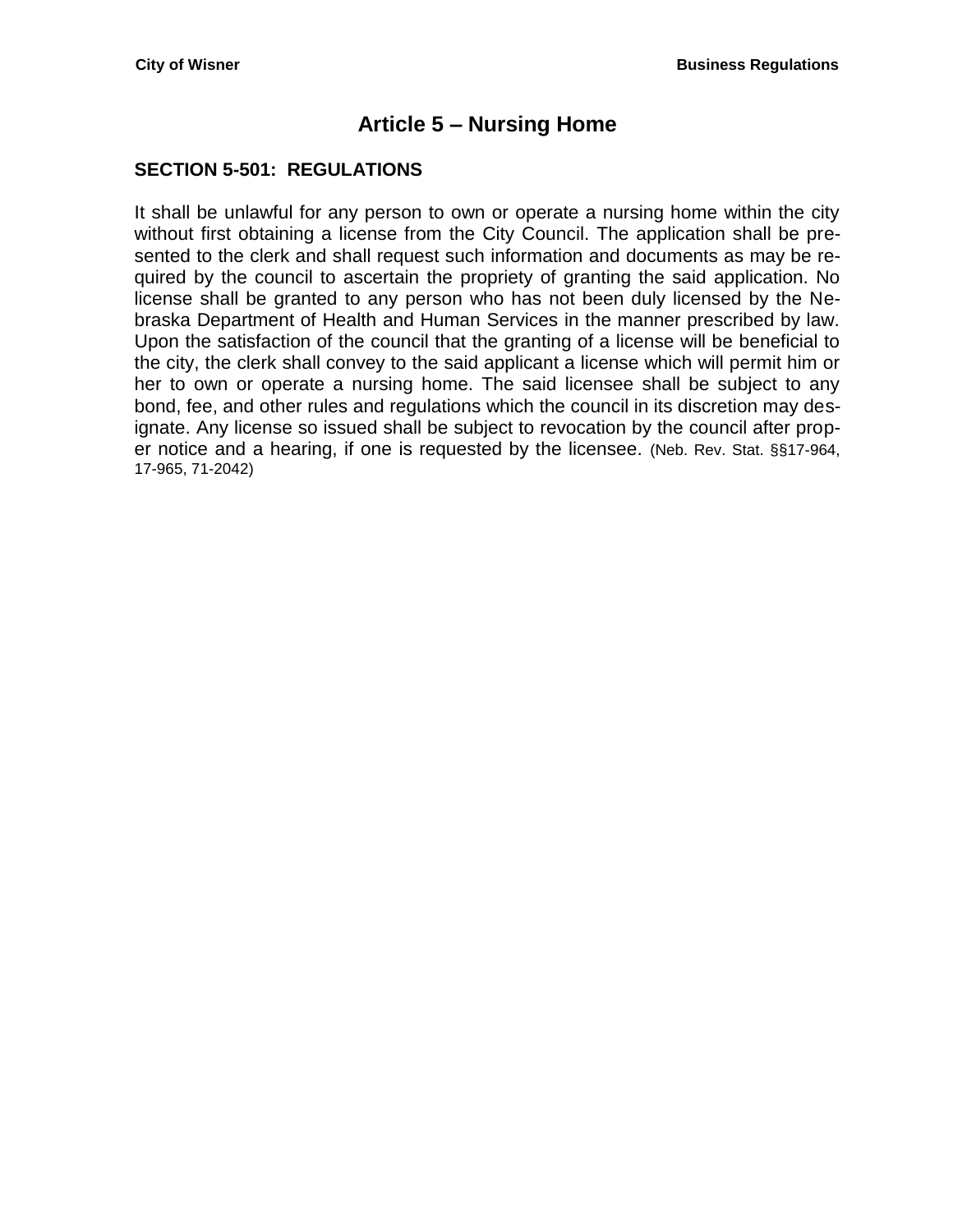# Article 5 – Nursing Home

## SECTION 5-501: REGULATIONS

It shall be unlawful for any person to own or operate a nursing home within the city without first obtaining a license from the City Council. The application shall be presented to the clerk and shall request such information and documents as may be required by the council to ascertain the propriety of granting the said application. No license shall be granted to any person who has not been duly licensed by the Nebraska Department of Health and Human Services in the manner prescribed by law. Upon the satisfaction of the council that the granting of a license will be beneficial to the city, the clerk shall convey to the said applicant a license which will permit him or her to own or operate a nursing home. The said licensee shall be subject to any bond, fee, and other rules and regulations which the council in its discretion may designate. Any license so issued shall be subject to revocation by the council after proper notice and a hearing, if one is requested by the licensee. (Neb. Rev. Stat. §§17-964, 17-965, 71-2042)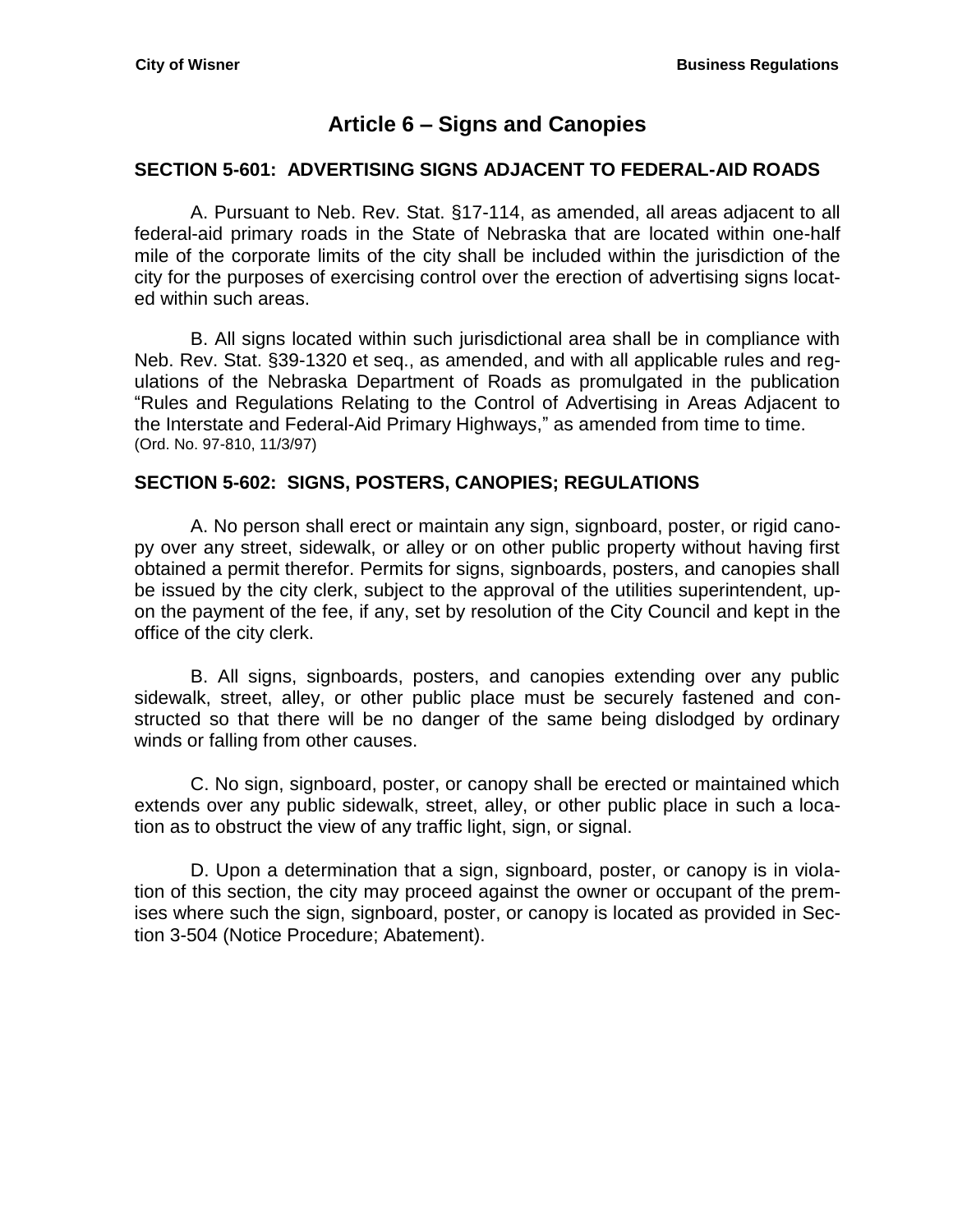# Article 6 – Signs and Canopies

## SECTION 5-601: ADVERTISING SIGNS ADJACENT TO FEDERAL-AID ROADS

A. Pursuant to Neb. Rev. Stat. §17-114, as amended, all areas adjacent to all federal-aid primary roads in the State of Nebraska that are located within one-half mile of the corporate limits of the city shall be included within the jurisdiction of the city for the purposes of exercising control over the erection of advertising signs located within such areas.

B. All signs located within such jurisdictional area shall be in compliance with Neb. Rev. Stat. §39-1320 et seq., as amended, and with all applicable rules and regulations of the Nebraska Department of Roads as promulgated in the publication "Rules and Regulations Relating to the Control of Advertising in Areas Adjacent to the Interstate and Federal-Aid Primary Highways," as amended from time to time.
(Ord. No. 97-810, 11/3/97)

## SECTION 5-602: SIGNS, POSTERS, CANOPIES; REGULATIONS

A. No person shall erect or maintain any sign, signboard, poster, or rigid canopy over any street, sidewalk, or alley or on other public property without having first obtained a permit therefor. Permits for signs, signboards, posters, and canopies shall be issued by the city clerk, subject to the approval of the utilities superintendent, upon the payment of the fee, if any, set by resolution of the City Council and kept in the office of the city clerk.

B. All signs, signboards, posters, and canopies extending over any public sidewalk, street, alley, or other public place must be securely fastened and constructed so that there will be no danger of the same being dislodged by ordinary winds or falling from other causes.

C. No sign, signboard, poster, or canopy shall be erected or maintained which extends over any public sidewalk, street, alley, or other public place in such a location as to obstruct the view of any traffic light, sign, or signal.

D. Upon a determination that a sign, signboard, poster, or canopy is in violation of this section, the city may proceed against the owner or occupant of the premises where such the sign, signboard, poster, or canopy is located as provided in Section 3-504 (Notice Procedure; Abatement).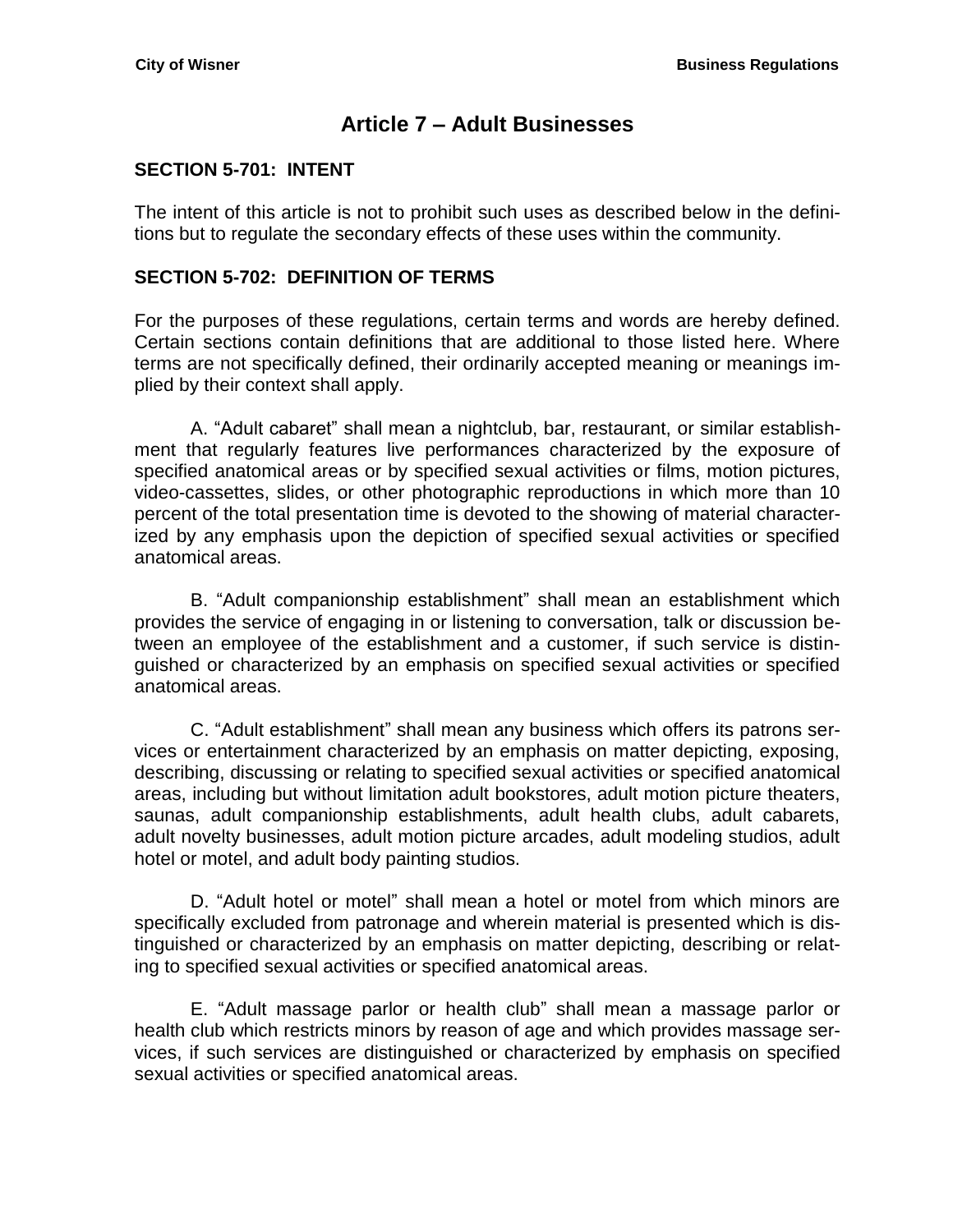# Article 7 – Adult Businesses

## SECTION 5-701: INTENT

The intent of this article is not to prohibit such uses as described below in the definitions but to regulate the secondary effects of these uses within the community.

## SECTION 5-702: DEFINITION OF TERMS

For the purposes of these regulations, certain terms and words are hereby defined. Certain sections contain definitions that are additional to those listed here. Where terms are not specifically defined, their ordinarily accepted meaning or meanings implied by their context shall apply.

A. "Adult cabaret" shall mean a nightclub, bar, restaurant, or similar establishment that regularly features live performances characterized by the exposure of specified anatomical areas or by specified sexual activities or films, motion pictures, video-cassettes, slides, or other photographic reproductions in which more than 10 percent of the total presentation time is devoted to the showing of material characterized by any emphasis upon the depiction of specified sexual activities or specified anatomical areas.

B. "Adult companionship establishment" shall mean an establishment which provides the service of engaging in or listening to conversation, talk or discussion between an employee of the establishment and a customer, if such service is distinguished or characterized by an emphasis on specified sexual activities or specified anatomical areas.

C. "Adult establishment" shall mean any business which offers its patrons services or entertainment characterized by an emphasis on matter depicting, exposing, describing, discussing or relating to specified sexual activities or specified anatomical areas, including but without limitation adult bookstores, adult motion picture theaters, saunas, adult companionship establishments, adult health clubs, adult cabarets, adult novelty businesses, adult motion picture arcades, adult modeling studios, adult hotel or motel, and adult body painting studios.

D. "Adult hotel or motel" shall mean a hotel or motel from which minors are specifically excluded from patronage and wherein material is presented which is distinguished or characterized by an emphasis on matter depicting, describing or relating to specified sexual activities or specified anatomical areas.

E. "Adult massage parlor or health club" shall mean a massage parlor or health club which restricts minors by reason of age and which provides massage services, if such services are distinguished or characterized by emphasis on specified sexual activities or specified anatomical areas.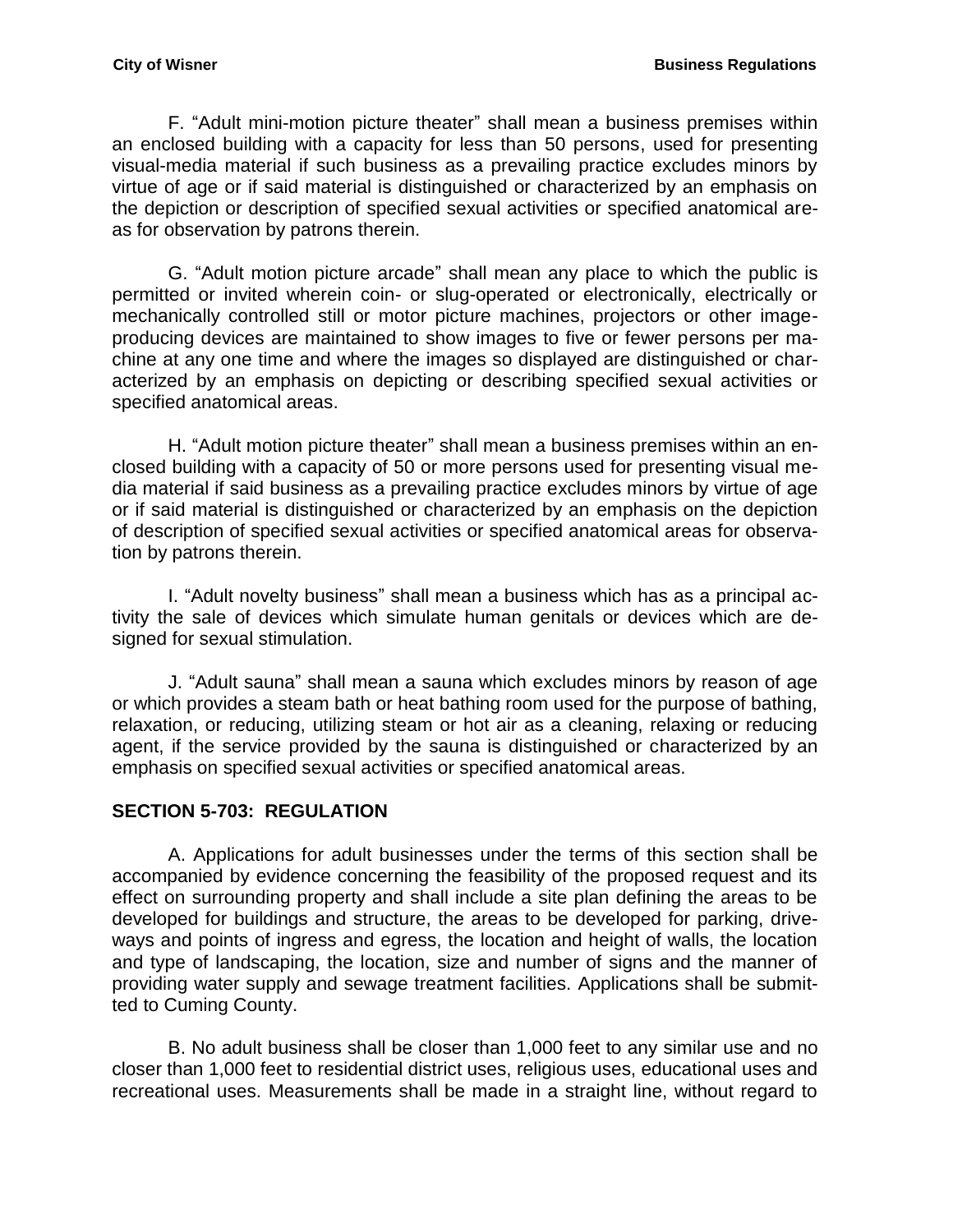F. "Adult mini-motion picture theater" shall mean a business premises within an enclosed building with a capacity for less than 50 persons, used for presenting visual-media material if such business as a prevailing practice excludes minors by virtue of age or if said material is distinguished or characterized by an emphasis on the depiction or description of specified sexual activities or specified anatomical areas for observation by patrons therein.

G. "Adult motion picture arcade" shall mean any place to which the public is permitted or invited wherein coin- or slug-operated or electronically, electrically or mechanically controlled still or motor picture machines, projectors or other image-producing devices are maintained to show images to five or fewer persons per machine at any one time and where the images so displayed are distinguished or characterized by an emphasis on depicting or describing specified sexual activities or specified anatomical areas.

H. "Adult motion picture theater" shall mean a business premises within an enclosed building with a capacity of 50 or more persons used for presenting visual media material if said business as a prevailing practice excludes minors by virtue of age or if said material is distinguished or characterized by an emphasis on the depiction of description of specified sexual activities or specified anatomical areas for observation by patrons therein.

I. "Adult novelty business" shall mean a business which has as a principal activity the sale of devices which simulate human genitals or devices which are designed for sexual stimulation.

J. "Adult sauna" shall mean a sauna which excludes minors by reason of age or which provides a steam bath or heat bathing room used for the purpose of bathing, relaxation, or reducing, utilizing steam or hot air as a cleaning, relaxing or reducing agent, if the service provided by the sauna is distinguished or characterized by an emphasis on specified sexual activities or specified anatomical areas.

## SECTION 5-703: REGULATION

A. Applications for adult businesses under the terms of this section shall be accompanied by evidence concerning the feasibility of the proposed request and its effect on surrounding property and shall include a site plan defining the areas to be developed for buildings and structure, the areas to be developed for parking, driveways and points of ingress and egress, the location and height of walls, the location and type of landscaping, the location, size and number of signs and the manner of providing water supply and sewage treatment facilities. Applications shall be submitted to Cuming County.

B. No adult business shall be closer than 1,000 feet to any similar use and no closer than 1,000 feet to residential district uses, religious uses, educational uses and recreational uses. Measurements shall be made in a straight line, without regard to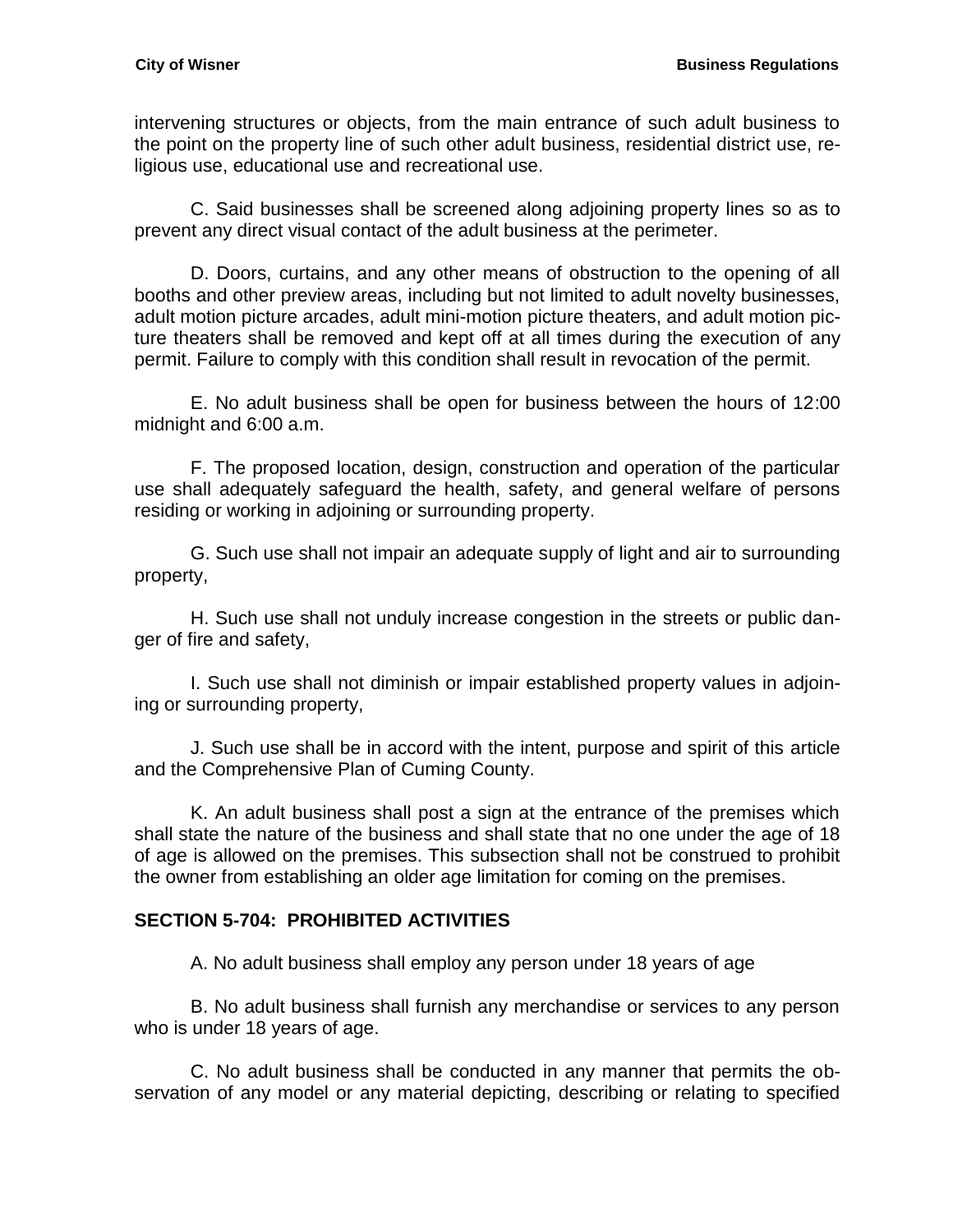intervening structures or objects, from the main entrance of such adult business to the point on the property line of such other adult business, residential district use, religious use, educational use and recreational use.

C. Said businesses shall be screened along adjoining property lines so as to prevent any direct visual contact of the adult business at the perimeter.

D. Doors, curtains, and any other means of obstruction to the opening of all booths and other preview areas, including but not limited to adult novelty businesses, adult motion picture arcades, adult mini-motion picture theaters, and adult motion picture theaters shall be removed and kept off at all times during the execution of any permit. Failure to comply with this condition shall result in revocation of the permit.

E. No adult business shall be open for business between the hours of 12:00 midnight and 6:00 a.m.

F. The proposed location, design, construction and operation of the particular use shall adequately safeguard the health, safety, and general welfare of persons residing or working in adjoining or surrounding property.

G. Such use shall not impair an adequate supply of light and air to surrounding property,

H. Such use shall not unduly increase congestion in the streets or public danger of fire and safety,

I. Such use shall not diminish or impair established property values in adjoining or surrounding property,

J. Such use shall be in accord with the intent, purpose and spirit of this article and the Comprehensive Plan of Cuming County.

K. An adult business shall post a sign at the entrance of the premises which shall state the nature of the business and shall state that no one under the age of 18 of age is allowed on the premises. This subsection shall not be construed to prohibit the owner from establishing an older age limitation for coming on the premises.

## SECTION 5-704: PROHIBITED ACTIVITIES

A. No adult business shall employ any person under 18 years of age

B. No adult business shall furnish any merchandise or services to any person who is under 18 years of age.

C. No adult business shall be conducted in any manner that permits the observation of any model or any material depicting, describing or relating to specified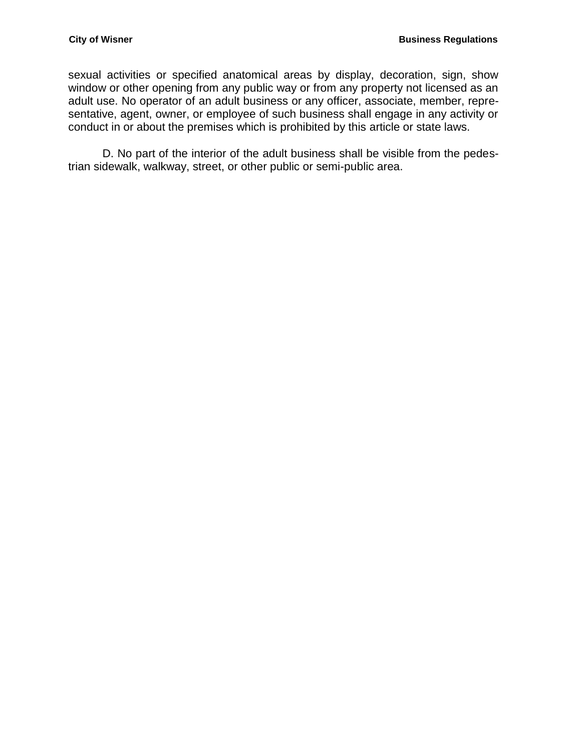sexual activities or specified anatomical areas by display, decoration, sign, show window or other opening from any public way or from any property not licensed as an adult use. No operator of an adult business or any officer, associate, member, representative, agent, owner, or employee of such business shall engage in any activity or conduct in or about the premises which is prohibited by this article or state laws.

D. No part of the interior of the adult business shall be visible from the pedestrian sidewalk, walkway, street, or other public or semi-public area.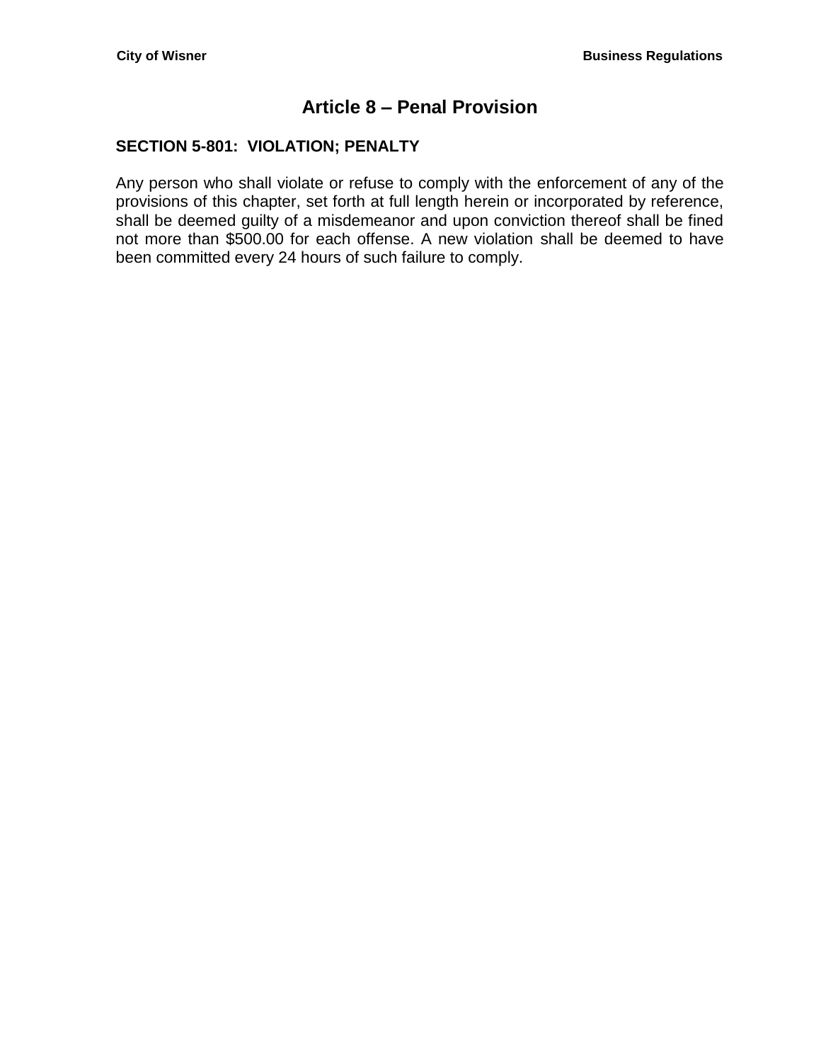# Article 8 – Penal Provision

## SECTION 5-801: VIOLATION; PENALTY

Any person who shall violate or refuse to comply with the enforcement of any of the provisions of this chapter, set forth at full length herein or incorporated by reference, shall be deemed guilty of a misdemeanor and upon conviction thereof shall be fined not more than $500.00 for each offense. A new violation shall be deemed to have been committed every 24 hours of such failure to comply.